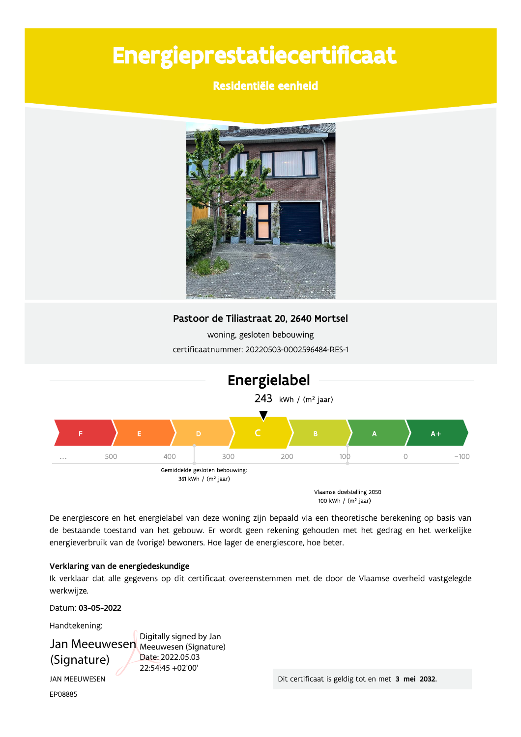# Energieprestatiecertificaat

## Residentiële eenheid

**Pastoor de Tiliastraat 20, 2640 Mortsel**

woning, gesloten bebouwing

certificaatnummer: 20220503-0002596484-RES-1

## Energielabel

243 kWh / (m² jaar)

| F | E | D | C | B | A | A+ |
|---|---|---|---|---|---|---|
| ... 500 | 400 | 300 | 200 | 100 | 0 | -100 |

Gemiddelde gesloten bebouwing: 361 kWh / (m² jaar)

Vlaamse doelstelling 2050 100 kWh / (m² jaar)

De energiescore en het energielabel van deze woning zijn bepaald via een theoretische berekening op basis van de bestaande toestand van het gebouw. Er wordt geen rekening gehouden met het gedrag en het werkelijke energieverbruik van de (vorige) bewoners. Hoe lager de energiescore, hoe beter.

**Verklaring van de energiedeskundige**

Ik verklaar dat alle gegevens op dit certificaat overeenstemmen met de door de Vlaamse overheid vastgelegde werkwijze.

Datum: **03-05-2022**

Handtekening:

Jan Meeuwesen (Signature)

Digitally signed by Jan Meeuwesen (Signature)
Date: 2022.05.03 22:54:45 +02'00'

JAN MEEUWESEN

EP08885

Dit certificaat is geldig tot en met **3 mei 2032.**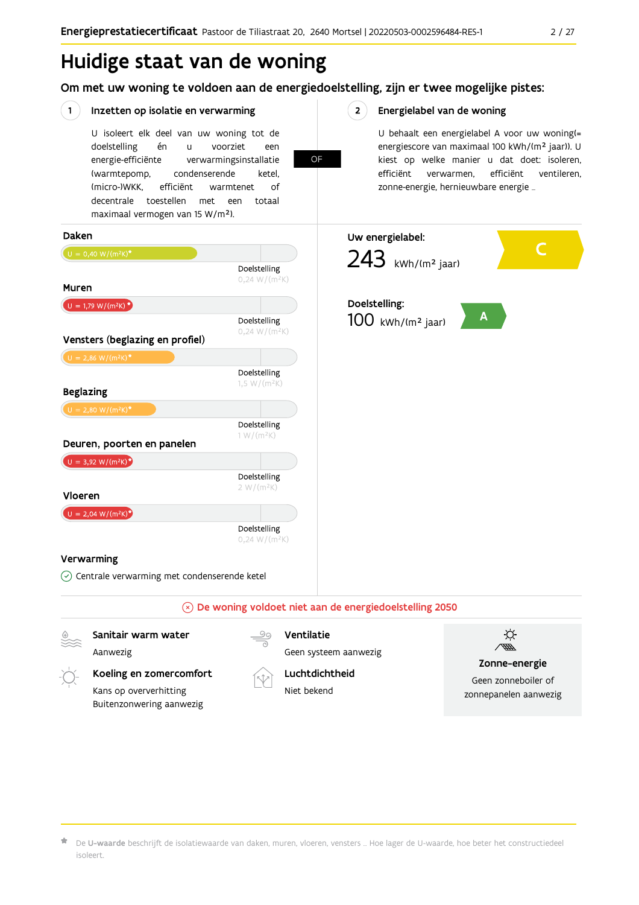# Huidige staat van de woning

## Om met uw woning te voldoen aan de energiedoelstelling, zijn er twee mogelijke pistes:

### 1 Inzetten op isolatie en verwarming

U isoleert elk deel van uw woning tot de doelstelling én u voorziet een energie-efficiënte verwarmingsinstallatie (warmtepomp, condenserende ketel, (micro-)WKK, efficiënt warmtenet of decentrale toestellen met een totaal maximaal vermogen van 15 W/m²).

OF

### 2 Energielabel van de woning

U behaalt een energielabel A voor uw woning(= energiescore van maximaal 100 kWh/(m² jaar)). U kiest op welke manier u dat doet: isoleren, efficiënt verwarmen, efficiënt ventileren, zonne-energie, hernieuwbare energie …

**Daken**

U = 0,40 W/(m²K)*

Doelstelling 0,24 W/(m²K)

**Muren**

U = 1,79 W/(m²K)*

Doelstelling 0,24 W/(m²K)

**Vensters (beglazing en profiel)**

U = 2,86 W/(m²K)*

Doelstelling 1,5 W/(m²K)

**Beglazing**

U = 2,80 W/(m²K)*

Doelstelling 1 W/(m²K)

**Deuren, poorten en panelen**

U = 3,92 W/(m²K)*

Doelstelling 2 W/(m²K)

**Vloeren**

U = 2,04 W/(m²K)*

Doelstelling 0,24 W/(m²K)

**Verwarming**

Centrale verwarming met condenserende ketel

**Uw energielabel:**

243 kWh/(m² jaar) — C

**Doelstelling:**

100 kWh/(m² jaar) — A

De woning voldoet niet aan de energiedoelstelling 2050

**Sanitair warm water**

Aanwezig

**Koeling en zomercomfort**

Kans op oververhitting

Buitenzonwering aanwezig

**Ventilatie**

Geen systeem aanwezig

**Luchtdichtheid**

Niet bekend

**Zonne-energie**

Geen zonneboiler of zonnepanelen aanwezig

\* De **U-waarde** beschrijft de isolatiewaarde van daken, muren, vloeren, vensters … Hoe lager de U-waarde, hoe beter het constructiedeel isoleert.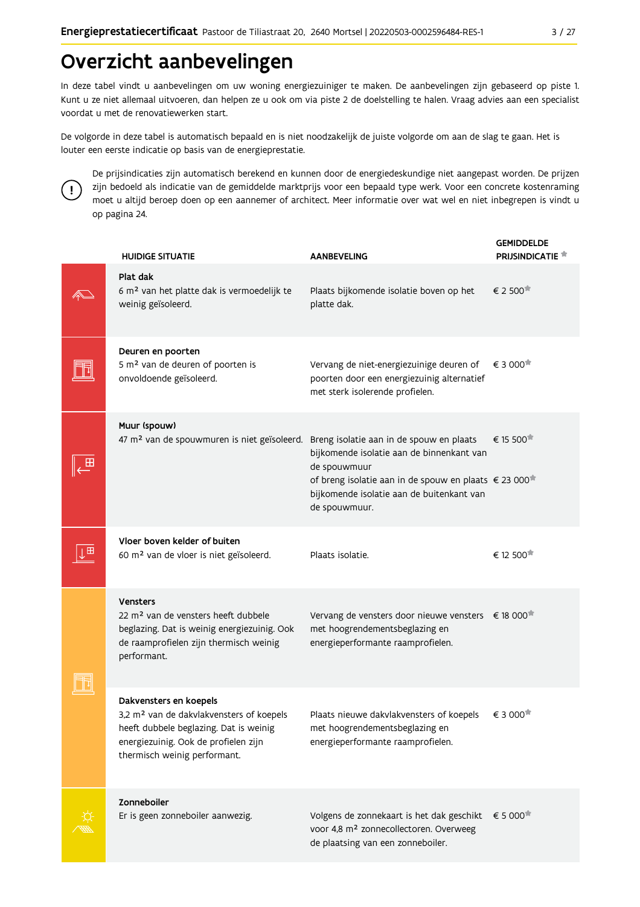# Overzicht aanbevelingen

In deze tabel vindt u aanbevelingen om uw woning energiezuiniger te maken. De aanbevelingen zijn gebaseerd op piste 1. Kunt u ze niet allemaal uitvoeren, dan helpen ze u ook om via piste 2 de doelstelling te halen. Vraag advies aan een specialist voordat u met de renovatiewerken start.

De volgorde in deze tabel is automatisch bepaald en is niet noodzakelijk de juiste volgorde om aan de slag te gaan. Het is louter een eerste indicatie op basis van de energieprestatie.

De prijsindicaties zijn automatisch berekend en kunnen door de energiedeskundige niet aangepast worden. De prijzen zijn bedoeld als indicatie van de gemiddelde marktprijs voor een bepaald type werk. Voor een concrete kostenraming moet u altijd beroep doen op een aannemer of architect. Meer informatie over wat wel en niet inbegrepen is vindt u op pagina 24.

| HUIDIGE SITUATIE | AANBEVELING | GEMIDDELDE PRIJSINDICATIE * |
|---|---|---|
| **Plat dak**<br>6 m² van het platte dak is vermoedelijk te weinig geïsoleerd. | Plaats bijkomende isolatie boven op het platte dak. | € 2 500* |
| **Deuren en poorten**<br>5 m² van de deuren of poorten is onvoldoende geïsoleerd. | Vervang de niet-energiezuinige deuren of poorten door een energiezuinig alternatief met sterk isolerende profielen. | € 3 000* |
| **Muur (spouw)**<br>47 m² van de spouwmuren is niet geïsoleerd. | Breng isolatie aan in de spouw en plaats bijkomende isolatie aan de binnenkant van de spouwmuur | € 15 500* |
| | of breng isolatie aan in de spouw en plaats bijkomende isolatie aan de buitenkant van de spouwmuur. | € 23 000* |
| **Vloer boven kelder of buiten**<br>60 m² van de vloer is niet geïsoleerd. | Plaats isolatie. | € 12 500* |
| **Vensters**<br>22 m² van de vensters heeft dubbele beglazing. Dat is weinig energiezuinig. Ook de raamprofielen zijn thermisch weinig performant. | Vervang de vensters door nieuwe vensters met hoogrendementsbeglazing en energieperformante raamprofielen. | € 18 000* |
| **Dakvensters en koepels**<br>3,2 m² van de dakvlakvensters of koepels heeft dubbele beglazing. Dat is weinig energiezuinig. Ook de profielen zijn thermisch weinig performant. | Plaats nieuwe dakvlakvensters of koepels met hoogrendementsbeglazing en energieperformante raamprofielen. | € 3 000* |
| **Zonneboiler**<br>Er is geen zonneboiler aanwezig. | Volgens de zonnekaart is het dak geschikt voor 4,8 m² zonnecollectoren. Overweeg de plaatsing van een zonneboiler. | € 5 000* |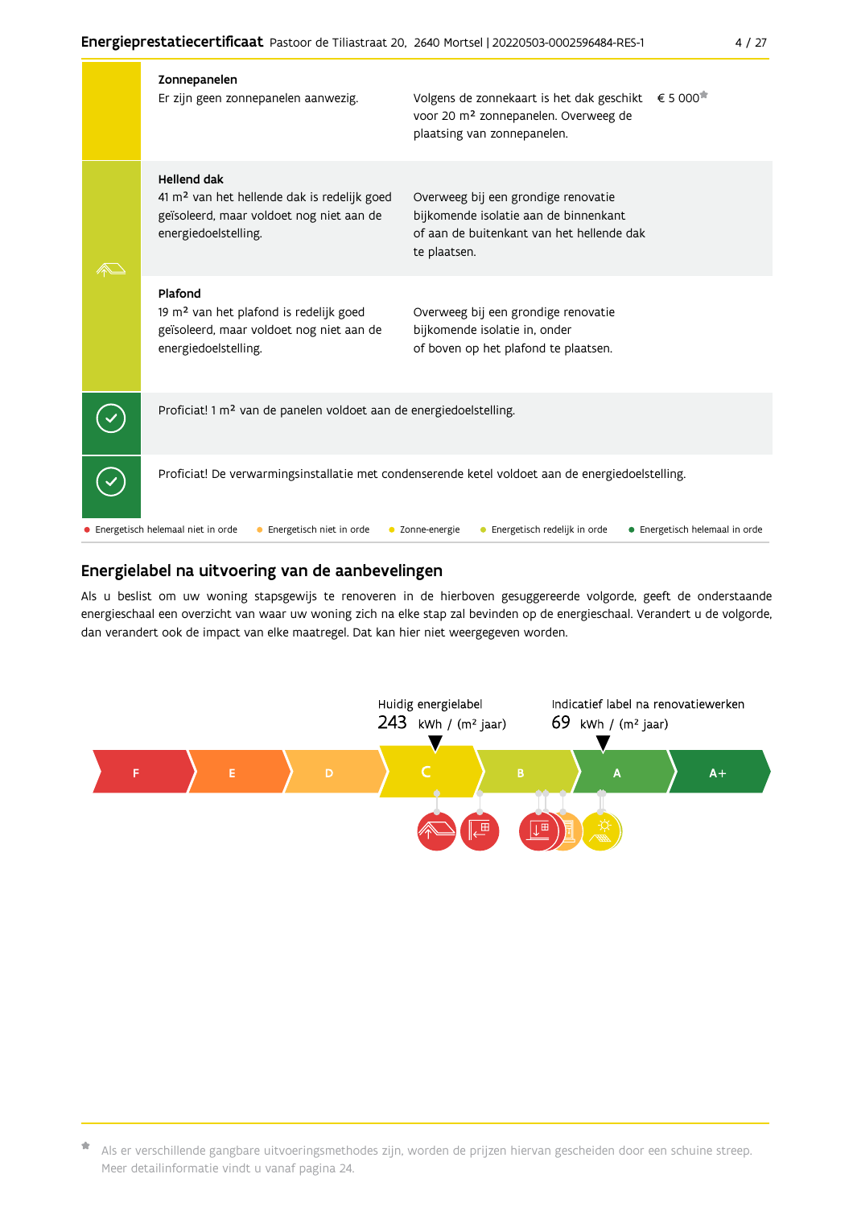| | | | |
|---|---|---|---|
| | **Zonnepanelen**<br>Er zijn geen zonnepanelen aanwezig. | Volgens de zonnekaart is het dak geschikt voor 20 m² zonnepanelen. Overweeg de plaatsing van zonnepanelen. | € 5 000* |
| | **Hellend dak**<br>41 m² van het hellende dak is redelijk goed geïsoleerd, maar voldoet nog niet aan de energiedoelstelling. | Overweeg bij een grondige renovatie bijkomende isolatie aan de binnenkant of aan de buitenkant van het hellende dak te plaatsen. | |
| | **Plafond**<br>19 m² van het plafond is redelijk goed geïsoleerd, maar voldoet nog niet aan de energiedoelstelling. | Overweeg bij een grondige renovatie bijkomende isolatie in, onder of boven op het plafond te plaatsen. | |
| ✓ | Proficiat! 1 m² van de panelen voldoet aan de energiedoelstelling. | | |
| ✓ | Proficiat! De verwarmingsinstallatie met condenserende ketel voldoet aan de energiedoelstelling. | | |

● Energetisch helemaal niet in orde ● Energetisch niet in orde ● Zonne-energie ● Energetisch redelijk in orde ● Energetisch helemaal in orde

## Energielabel na uitvoering van de aanbevelingen

Als u beslist om uw woning stapsgewijs te renoveren in de hierboven gesuggereerde volgorde, geeft de onderstaande energieschaal een overzicht van waar uw woning zich na elke stap zal bevinden op de energieschaal. Verandert u de volgorde, dan verandert ook de impact van elke maatregel. Dat kan hier niet weergegeven worden.

Huidig energielabel
243 kWh / (m² jaar)

Indicatief label na renovatiewerken
69 kWh / (m² jaar)

F | E | D | C | B | A | A+

* Als er verschillende gangbare uitvoeringsmethodes zijn, worden de prijzen hiervan gescheiden door een schuine streep. Meer detailinformatie vindt u vanaf pagina 24.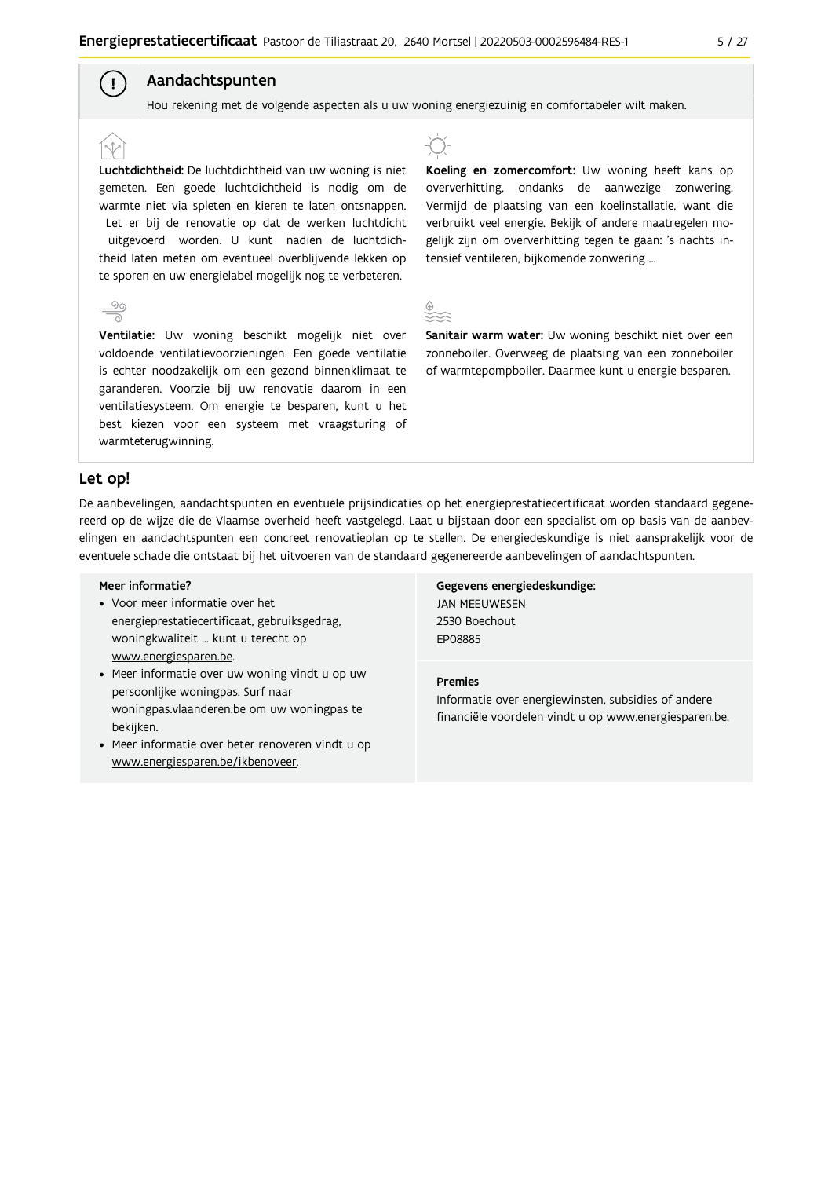## Aandachtspunten

Hou rekening met de volgende aspecten als u uw woning energiezuinig en comfortabeler wilt maken.

**Luchtdichtheid:** De luchtdichtheid van uw woning is niet gemeten. Een goede luchtdichtheid is nodig om de warmte niet via spleten en kieren te laten ontsnappen. Let er bij de renovatie op dat de werken luchtdicht uitgevoerd worden. U kunt nadien de luchtdichtheid laten meten om eventueel overblijvende lekken op te sporen en uw energielabel mogelijk nog te verbeteren.

**Ventilatie:** Uw woning beschikt mogelijk niet over voldoende ventilatievoorzieningen. Een goede ventilatie is echter noodzakelijk om een gezond binnenklimaat te garanderen. Voorzie bij uw renovatie daarom in een ventilatiesysteem. Om energie te besparen, kunt u het best kiezen voor een systeem met vraagsturing of warmteterugwinning.

**Koeling en zomercomfort:** Uw woning heeft kans op oververhitting, ondanks de aanwezige zonwering. Vermijd de plaatsing van een koelinstallatie, want die verbruikt veel energie. Bekijk of andere maatregelen mogelijk zijn om oververhitting tegen te gaan: 's nachts intensief ventileren, bijkomende zonwering ...

**Sanitair warm water:** Uw woning beschikt niet over een zonneboiler. Overweeg de plaatsing van een zonneboiler of warmtepompboiler. Daarmee kunt u energie besparen.

## Let op!

De aanbevelingen, aandachtspunten en eventuele prijsindicaties op het energieprestatiecertificaat worden standaard gegenereerd op de wijze die de Vlaamse overheid heeft vastgelegd. Laat u bijstaan door een specialist om op basis van de aanbevelingen en aandachtspunten een concreet renovatieplan op te stellen. De energiedeskundige is niet aansprakelijk voor de eventuele schade die ontstaat bij het uitvoeren van de standaard gegenereerde aanbevelingen of aandachtspunten.

**Meer informatie?**

- Voor meer informatie over het energieprestatiecertificaat, gebruiksgedrag, woningkwaliteit ... kunt u terecht op www.energiesparen.be.
- Meer informatie over uw woning vindt u op uw persoonlijke woningpas. Surf naar woningpas.vlaanderen.be om uw woningpas te bekijken.
- Meer informatie over beter renoveren vindt u op www.energiesparen.be/ikbenoveer.

**Gegevens energiedeskundige:**
JAN MEEUWESEN
2530 Boechout
EP08885

**Premies**
Informatie over energiewinsten, subsidies of andere financiële voordelen vindt u op www.energiesparen.be.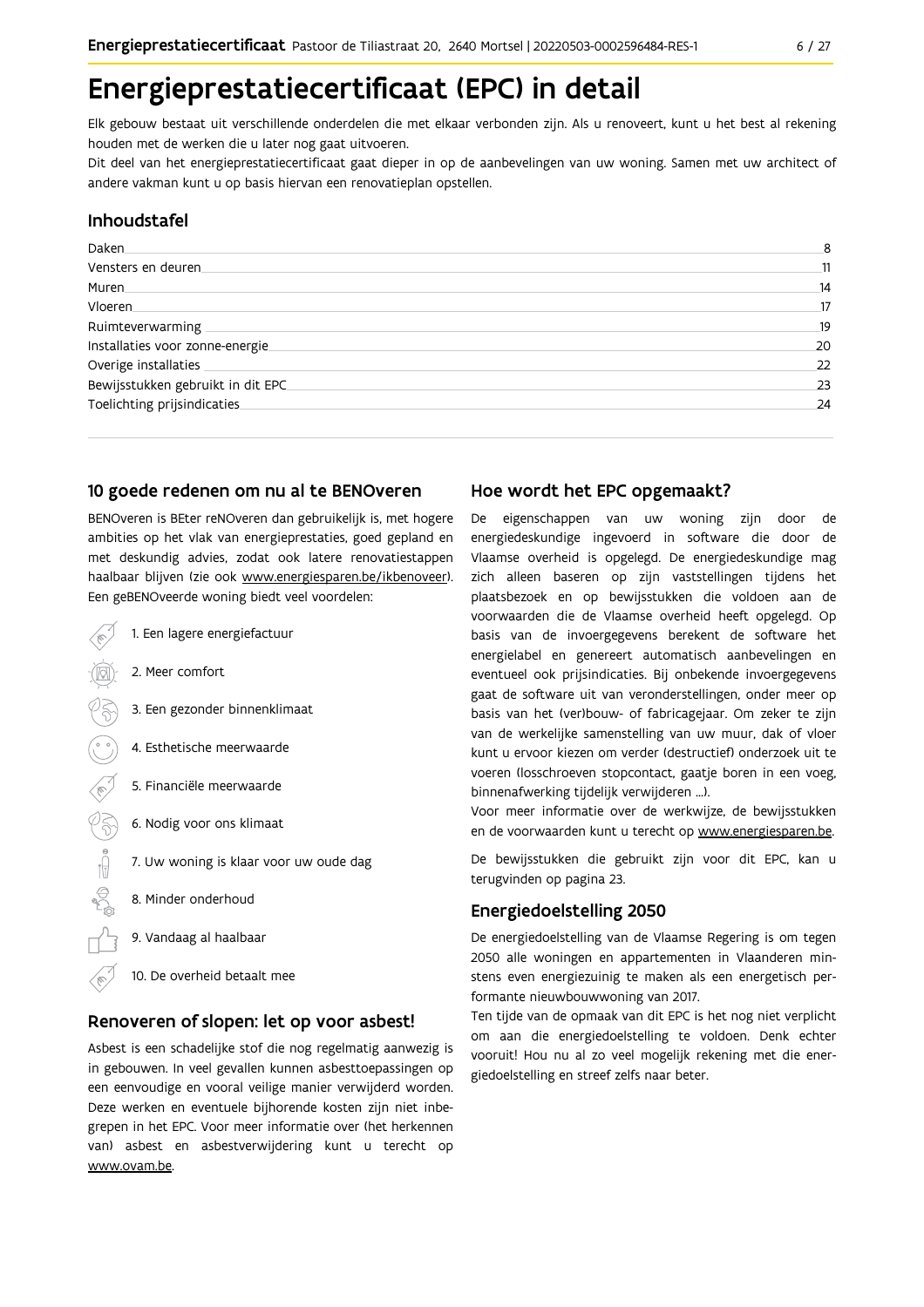# Energieprestatiecertificaat (EPC) in detail

Elk gebouw bestaat uit verschillende onderdelen die met elkaar verbonden zijn. Als u renoveert, kunt u het best al rekening houden met de werken die u later nog gaat uitvoeren.

Dit deel van het energieprestatiecertificaat gaat dieper in op de aanbevelingen van uw woning. Samen met uw architect of andere vakman kunt u op basis hiervan een renovatieplan opstellen.

## Inhoudstafel

| | |
|---|---|
| Daken | 8 |
| Vensters en deuren | 11 |
| Muren | 14 |
| Vloeren | 17 |
| Ruimteverwarming | 19 |
| Installaties voor zonne-energie | 20 |
| Overige installaties | 22 |
| Bewijsstukken gebruikt in dit EPC | 23 |
| Toelichting prijsindicaties | 24 |

## 10 goede redenen om nu al te BENOveren

BENOveren is BEter reNOveren dan gebruikelijk is, met hogere ambities op het vlak van energieprestaties, goed gepland en met deskundig advies, zodat ook latere renovatiestappen haalbaar blijven (zie ook www.energiesparen.be/ikbenoveer). Een geBENOveerde woning biedt veel voordelen:

1. Een lagere energiefactuur
2. Meer comfort
3. Een gezonder binnenklimaat
4. Esthetische meerwaarde
5. Financiële meerwaarde
6. Nodig voor ons klimaat
7. Uw woning is klaar voor uw oude dag
8. Minder onderhoud
9. Vandaag al haalbaar
10. De overheid betaalt mee

## Renoveren of slopen: let op voor asbest!

Asbest is een schadelijke stof die nog regelmatig aanwezig is in gebouwen. In veel gevallen kunnen asbesttoepassingen op een eenvoudige en vooral veilige manier verwijderd worden. Deze werken en eventuele bijhorende kosten zijn niet inbegrepen in het EPC. Voor meer informatie over (het herkennen van) asbest en asbestverwijdering kunt u terecht op www.ovam.be.

## Hoe wordt het EPC opgemaakt?

De eigenschappen van uw woning zijn door de energiedeskundige ingevoerd in software die door de Vlaamse overheid is opgelegd. De energiedeskundige mag zich alleen baseren op zijn vaststellingen tijdens het plaatsbezoek en op bewijsstukken die voldoen aan de voorwaarden die de Vlaamse overheid heeft opgelegd. Op basis van de invoergegevens berekent de software het energielabel en genereert automatisch aanbevelingen en eventueel ook prijsindicaties. Bij onbekende invoergegevens gaat de software uit van veronderstellingen, onder meer op basis van het (ver)bouw- of fabricagejaar. Om zeker te zijn van de werkelijke samenstelling van uw muur, dak of vloer kunt u ervoor kiezen om verder (destructief) onderzoek uit te voeren (losschroeven stopcontact, gaatje boren in een voeg, binnenafwerking tijdelijk verwijderen ...).

Voor meer informatie over de werkwijze, de bewijsstukken en de voorwaarden kunt u terecht op www.energiesparen.be.

De bewijsstukken die gebruikt zijn voor dit EPC, kan u terugvinden op pagina 23.

## Energiedoelstelling 2050

De energiedoelstelling van de Vlaamse Regering is om tegen 2050 alle woningen en appartementen in Vlaanderen minstens even energiezuinig te maken als een energetisch performante nieuwbouwwoning van 2017.

Ten tijde van de opmaak van dit EPC is het nog niet verplicht om aan die energiedoelstelling te voldoen. Denk echter vooruit! Hou nu al zo veel mogelijk rekening met die energiedoelstelling en streef zelfs naar beter.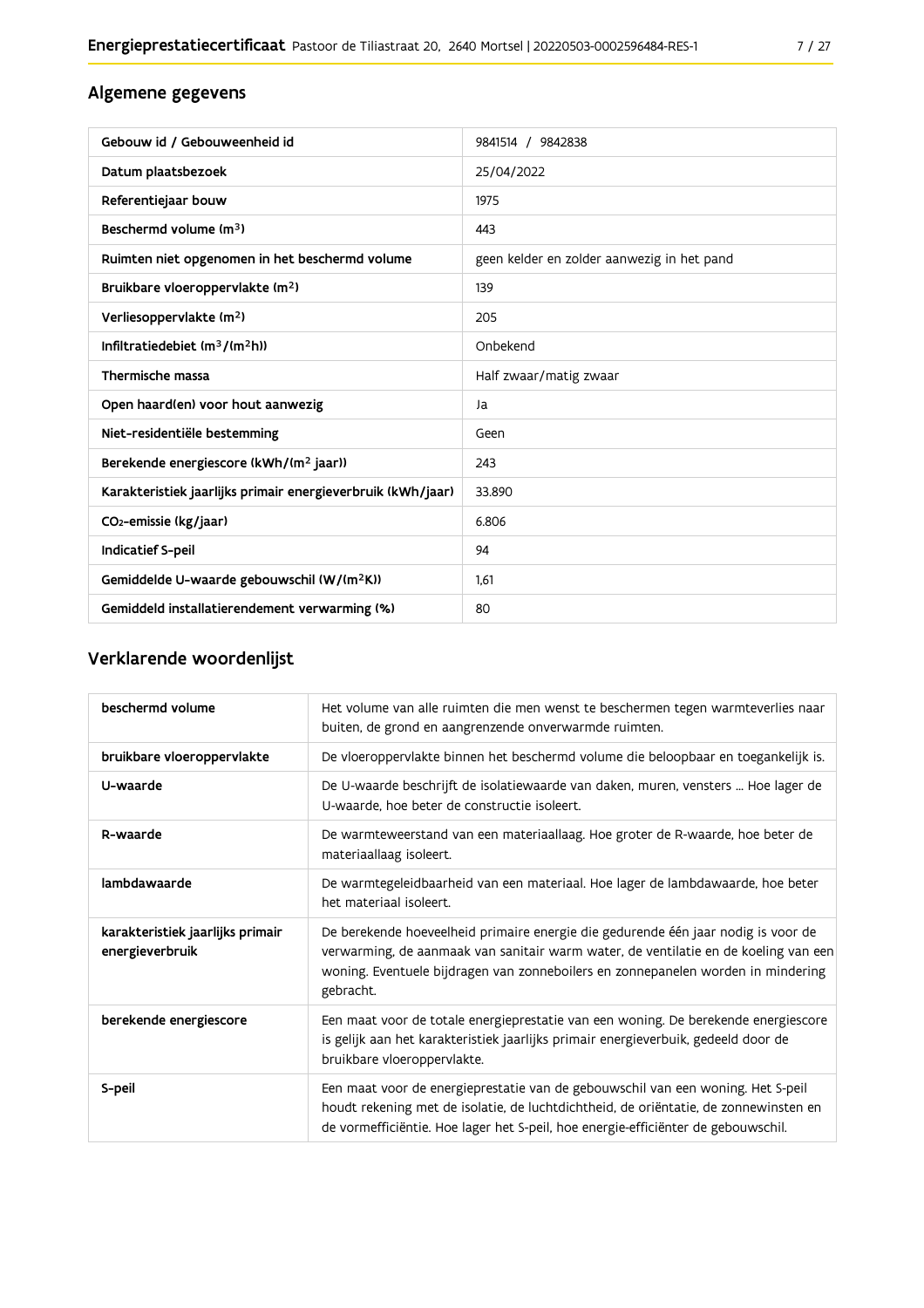## Algemene gegevens

| Gebouw id / Gebouweenheid id | 9841514 / 9842838 |
|---|---|
| Datum plaatsbezoek | 25/04/2022 |
| Referentiejaar bouw | 1975 |
| Beschermd volume ($m^3$) | 443 |
| Ruimten niet opgenomen in het beschermd volume | geen kelder en zolder aanwezig in het pand |
| Bruikbare vloeroppervlakte ($m^2$) | 139 |
| Verliesoppervlakte ($m^2$) | 205 |
| Infiltratiedebiet ($m^3/(m^2h)$) | Onbekend |
| Thermische massa | Half zwaar/matig zwaar |
| Open haard(en) voor hout aanwezig | Ja |
| Niet-residentiële bestemming | Geen |
| Berekende energiescore (kWh/($m^2$ jaar)) | 243 |
| Karakteristiek jaarlijks primair energieverbruik (kWh/jaar) | 33.890 |
| $CO_2$-emissie (kg/jaar) | 6.806 |
| Indicatief S-peil | 94 |
| Gemiddelde U-waarde gebouwschil (W/($m^2$K)) | 1,61 |
| Gemiddeld installatierendement verwarming (%) | 80 |

## Verklarende woordenlijst

| beschermd volume | Het volume van alle ruimten die men wenst te beschermen tegen warmteverlies naar buiten, de grond en aangrenzende onverwarmde ruimten. |
|---|---|
| bruikbare vloeroppervlakte | De vloeroppervlakte binnen het beschermd volume die beloopbaar en toegankelijk is. |
| U-waarde | De U-waarde beschrijft de isolatiewaarde van daken, muren, vensters ... Hoe lager de U-waarde, hoe beter de constructie isoleert. |
| R-waarde | De warmteweerstand van een materiaallaag. Hoe groter de R-waarde, hoe beter de materiaallaag isoleert. |
| lambdawaarde | De warmtegeleidbaarheid van een materiaal. Hoe lager de lambdawaarde, hoe beter het materiaal isoleert. |
| karakteristiek jaarlijks primair energieverbruik | De berekende hoeveelheid primaire energie die gedurende één jaar nodig is voor de verwarming, de aanmaak van sanitair warm water, de ventilatie en de koeling van een woning. Eventuele bijdragen van zonneboilers en zonnepanelen worden in mindering gebracht. |
| berekende energiescore | Een maat voor de totale energieprestatie van een woning. De berekende energiescore is gelijk aan het karakteristiek jaarlijks primair energieverbuik, gedeeld door de bruikbare vloeroppervlakte. |
| S-peil | Een maat voor de energieprestatie van de gebouwschil van een woning. Het S-peil houdt rekening met de isolatie, de luchtdichtheid, de oriëntatie, de zonnewinsten en de vormefficiëntie. Hoe lager het S-peil, hoe energie-efficiënter de gebouwschil. |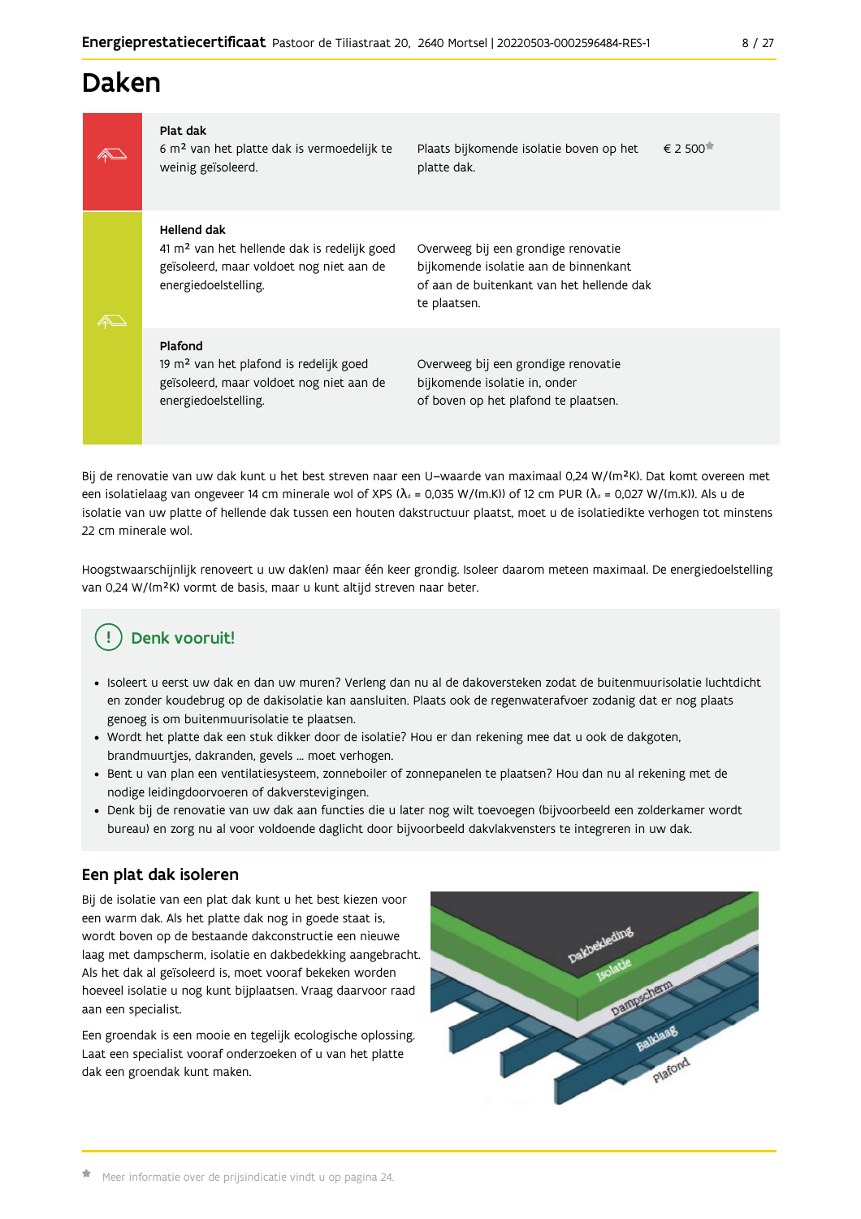# Daken

| | | | |
|---|---|---|---|
| **Plat dak** 6 m² van het platte dak is vermoedelijk te weinig geïsoleerd. | Plaats bijkomende isolatie boven op het platte dak. | € 2 500* |
| **Hellend dak** 41 m² van het hellende dak is redelijk goed geïsoleerd, maar voldoet nog niet aan de energiedoelstelling. | Overweeg bij een grondige renovatie bijkomende isolatie aan de binnenkant of aan de buitenkant van het hellende dak te plaatsen. | |
| **Plafond** 19 m² van het plafond is redelijk goed geïsoleerd, maar voldoet nog niet aan de energiedoelstelling. | Overweeg bij een grondige renovatie bijkomende isolatie in, onder of boven op het plafond te plaatsen. | |

Bij de renovatie van uw dak kunt u het best streven naar een U-waarde van maximaal 0,24 W/(m²K). Dat komt overeen met een isolatielaag van ongeveer 14 cm minerale wol of XPS ($\lambda_d$ = 0,035 W/(m.K)) of 12 cm PUR ($\lambda_d$ = 0,027 W/(m.K)). Als u de isolatie van uw platte of hellende dak tussen een houten dakstructuur plaatst, moet u de isolatiedikte verhogen tot minstens 22 cm minerale wol.

Hoogstwaarschijnlijk renoveert u uw dak(en) maar één keer grondig. Isoleer daarom meteen maximaal. De energiedoelstelling van 0,24 W/(m²K) vormt de basis, maar u kunt altijd streven naar beter.

## Denk vooruit!

- Isoleert u eerst uw dak en dan uw muren? Verleng dan nu al de dakoversteken zodat de buitenmuurisolatie luchtdicht en zonder koudebrug op de dakisolatie kan aansluiten. Plaats ook de regenwaterafvoer zodanig dat er nog plaats genoeg is om buitenmuurisolatie te plaatsen.
- Wordt het platte dak een stuk dikker door de isolatie? Hou er dan rekening mee dat u ook de dakgoten, brandmuurtjes, dakranden, gevels ... moet verhogen.
- Bent u van plan een ventilatiesysteem, zonneboiler of zonnepanelen te plaatsen? Hou dan nu al rekening met de nodige leidingdoorvoeren of dakverstevigingen.
- Denk bij de renovatie van uw dak aan functies die u later nog wilt toevoegen (bijvoorbeeld een zolderkamer wordt bureau) en zorg nu al voor voldoende daglicht door bijvoorbeeld dakvlakvensters te integreren in uw dak.

## Een plat dak isoleren

Bij de isolatie van een plat dak kunt u het best kiezen voor een warm dak. Als het platte dak nog in goede staat is, wordt boven op de bestaande dakconstructie een nieuwe laag met dampscherm, isolatie en dakbedekking aangebracht. Als het dak al geïsoleerd is, moet vooraf bekeken worden hoeveel isolatie u nog kunt bijplaatsen. Vraag daarvoor raad aan een specialist.

Een groendak is een mooie en tegelijk ecologische oplossing. Laat een specialist vooraf onderzoeken of u van het platte dak een groendak kunt maken.

Dakbekleding
Isolatie
Dampscherm
Balklaag
Plafond

\* Meer informatie over de prijsindicatie vindt u op pagina 24.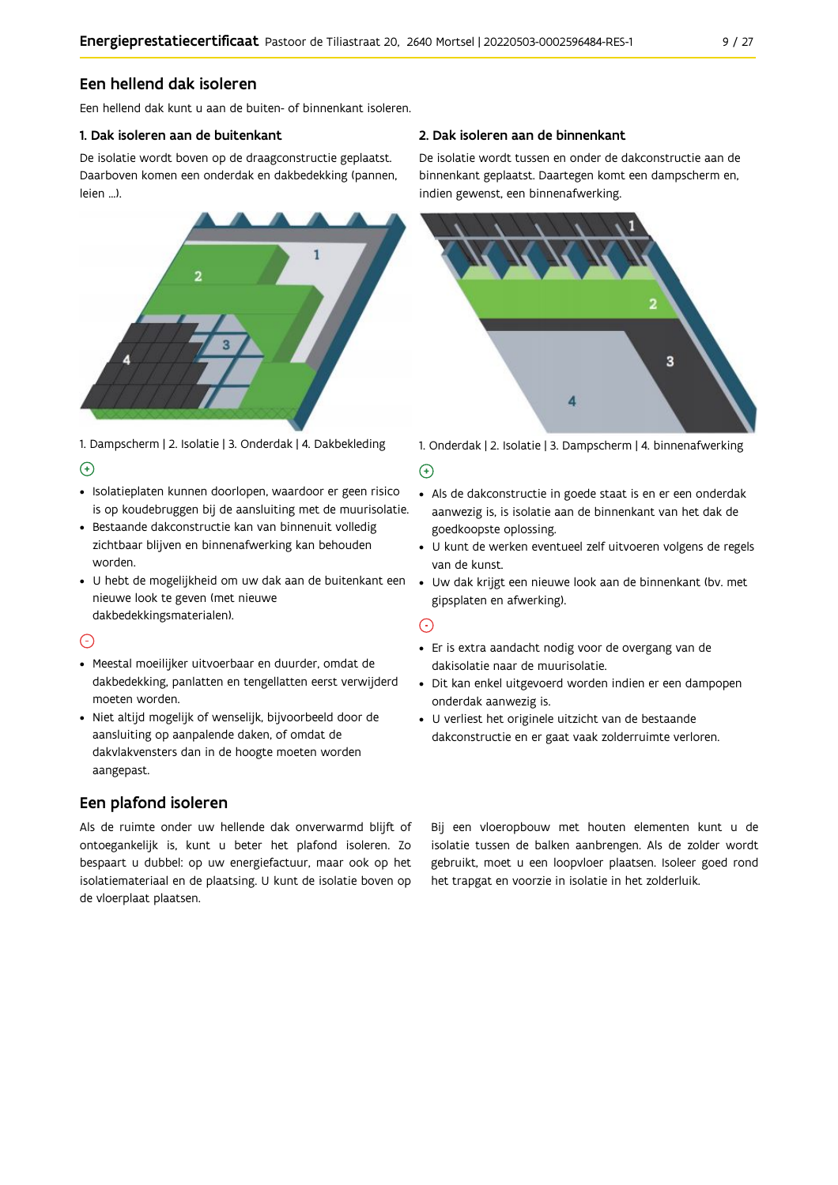## Een hellend dak isoleren

Een hellend dak kunt u aan de buiten- of binnenkant isoleren.

### 1. Dak isoleren aan de buitenkant

De isolatie wordt boven op de draagconstructie geplaatst. Daarboven komen een onderdak en dakbedekking (pannen, leien ...).

1. Dampscherm | 2. Isolatie | 3. Onderdak | 4. Dakbekleding

(+)

- Isolatieplaten kunnen doorlopen, waardoor er geen risico is op koudebruggen bij de aansluiting met de muurisolatie.
- Bestaande dakconstructie kan van binnenuit volledig zichtbaar blijven en binnenafwerking kan behouden worden.
- U hebt de mogelijkheid om uw dak aan de buitenkant een nieuwe look te geven (met nieuwe dakbedekkingsmaterialen).

(-)

- Meestal moeilijker uitvoerbaar en duurder, omdat de dakbedekking, panlatten en tengellatten eerst verwijderd moeten worden.
- Niet altijd mogelijk of wenselijk, bijvoorbeeld door de aansluiting op aanpalende daken, of omdat de dakvlakvensters dan in de hoogte moeten worden aangepast.

### 2. Dak isoleren aan de binnenkant

De isolatie wordt tussen en onder de dakconstructie aan de binnenkant geplaatst. Daartegen komt een dampscherm en, indien gewenst, een binnenafwerking.

1. Onderdak | 2. Isolatie | 3. Dampscherm | 4. binnenafwerking

(+)

- Als de dakconstructie in goede staat is en er een onderdak aanwezig is, is isolatie aan de binnenkant van het dak de goedkoopste oplossing.
- U kunt de werken eventueel zelf uitvoeren volgens de regels van de kunst.
- Uw dak krijgt een nieuwe look aan de binnenkant (bv. met gipsplaten en afwerking).

(-)

- Er is extra aandacht nodig voor de overgang van de dakisolatie naar de muurisolatie.
- Dit kan enkel uitgevoerd worden indien er een dampopen onderdak aanwezig is.
- U verliest het originele uitzicht van de bestaande dakconstructie en er gaat vaak zolderruimte verloren.

## Een plafond isoleren

Als de ruimte onder uw hellende dak onverwarmd blijft of ontoegankelijk is, kunt u beter het plafond isoleren. Zo bespaart u dubbel: op uw energiefactuur, maar ook op het isolatiemateriaal en de plaatsing. U kunt de isolatie boven op de vloerplaat plaatsen.

Bij een vloeropbouw met houten elementen kunt u de isolatie tussen de balken aanbrengen. Als de zolder wordt gebruikt, moet u een loopvloer plaatsen. Isoleer goed rond het trapgat en voorzie in isolatie in het zolderluik.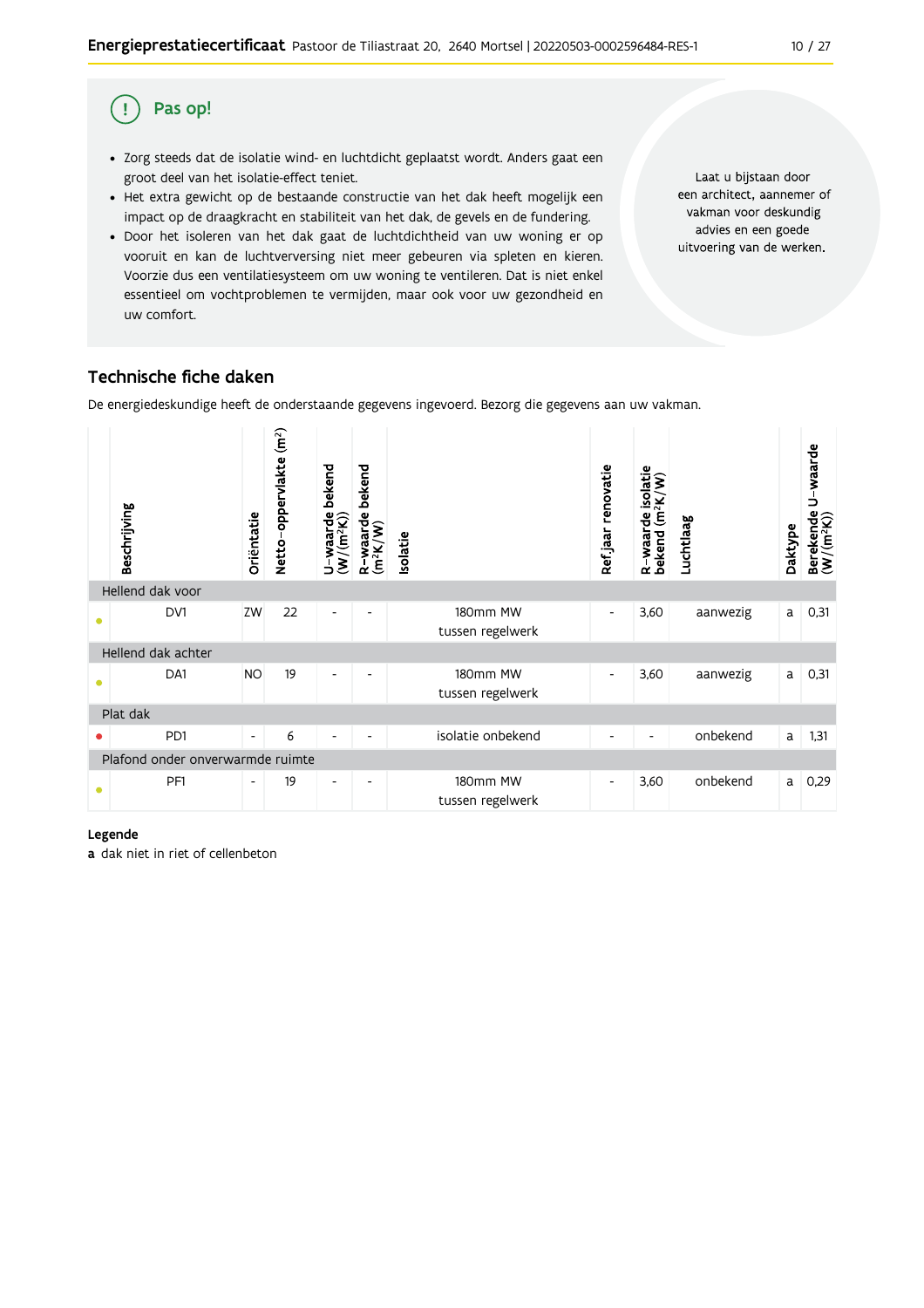## Pas op!

- Zorg steeds dat de isolatie wind- en luchtdicht geplaatst wordt. Anders gaat een groot deel van het isolatie-effect teniet.
- Het extra gewicht op de bestaande constructie van het dak heeft mogelijk een impact op de draagkracht en stabiliteit van het dak, de gevels en de fundering.
- Door het isoleren van het dak gaat de luchtdichtheid van uw woning er op vooruit en kan de luchtverversing niet meer gebeuren via spleten en kieren. Voorzie dus een ventilatiesysteem om uw woning te ventileren. Dat is niet enkel essentieel om vochtproblemen te vermijden, maar ook voor uw gezondheid en uw comfort.

Laat u bijstaan door een architect, aannemer of vakman voor deskundig advies en een goede uitvoering van de werken.

## Technische fiche daken

De energiedeskundige heeft de onderstaande gegevens ingevoerd. Bezorg die gegevens aan uw vakman.

| | Beschrijving | Oriëntatie | Netto-oppervlakte ($m^2$) | U-waarde bekend ($W/(m^2K)$) | R-waarde bekend ($m^2K/W$) | Isolatie | Ref.jaar renovatie | R-waarde isolatie bekend ($m^2K/W$) | Luchtlaag | Daktype | Berekende U-waarde ($W/(m^2K)$) |
|---|---|---|---|---|---|---|---|---|---|---|---|
| **Hellend dak voor** | | | | | | | | | | | |
| ● | DV1 | ZW | 22 | - | - | 180mm MW tussen regelwerk | - | 3,60 | aanwezig | a | 0,31 |
| **Hellend dak achter** | | | | | | | | | | | |
| ● | DA1 | NO | 19 | - | - | 180mm MW tussen regelwerk | - | 3,60 | aanwezig | a | 0,31 |
| **Plat dak** | | | | | | | | | | | |
| ● | PD1 | - | 6 | - | - | isolatie onbekend | - | - | onbekend | a | 1,31 |
| **Plafond onder onverwarmde ruimte** | | | | | | | | | | | |
| ● | PF1 | - | 19 | - | - | 180mm MW tussen regelwerk | - | 3,60 | onbekend | a | 0,29 |

**Legende**

**a** dak niet in riet of cellenbeton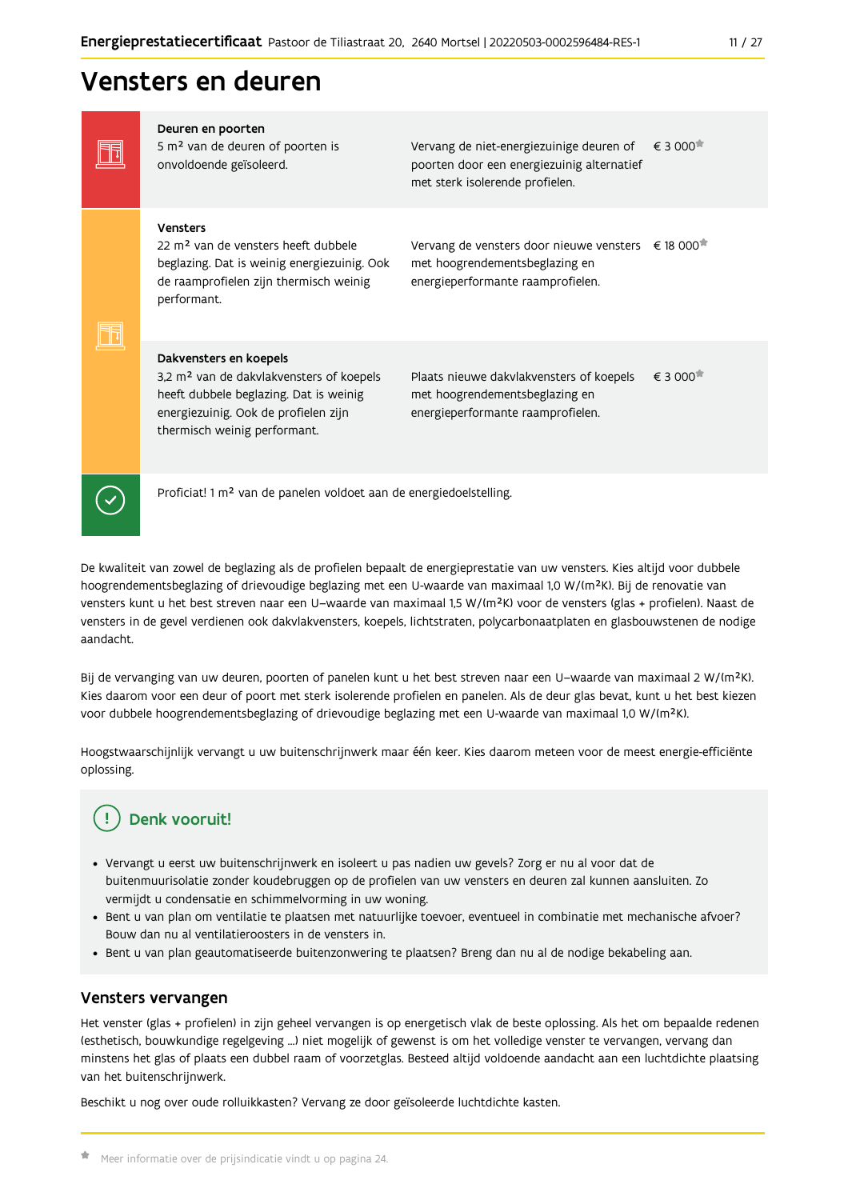# Vensters en deuren

| Onderdeel | Advies | Prijs |
|---|---|---|
| **Deuren en poorten**<br>5 m² van de deuren of poorten is onvoldoende geïsoleerd. | Vervang de niet-energiezuinige deuren of poorten door een energiezuinig alternatief met sterk isolerende profielen. | € 3 000* |
| **Vensters**<br>22 m² van de vensters heeft dubbele beglazing. Dat is weinig energiezuinig. Ook de raamprofielen zijn thermisch weinig performant. | Vervang de vensters door nieuwe vensters met hoogrendementsbeglazing en energieperformante raamprofielen. | € 18 000* |
| **Dakvensters en koepels**<br>3,2 m² van de dakvlakvensters of koepels heeft dubbele beglazing. Dat is weinig energiezuinig. Ook de profielen zijn thermisch weinig performant. | Plaats nieuwe dakvlakvensters of koepels met hoogrendementsbeglazing en energieperformante raamprofielen. | € 3 000* |

Proficiat! 1 m² van de panelen voldoet aan de energiedoelstelling.

De kwaliteit van zowel de beglazing als de profielen bepaalt de energieprestatie van uw vensters. Kies altijd voor dubbele hoogrendementsbeglazing of drievoudige beglazing met een U-waarde van maximaal 1,0 W/(m²K). Bij de renovatie van vensters kunt u het best streven naar een U–waarde van maximaal 1,5 W/(m²K) voor de vensters (glas + profielen). Naast de vensters in de gevel verdienen ook dakvlakvensters, koepels, lichtstraten, polycarbonaatplaten en glasbouwstenen de nodige aandacht.

Bij de vervanging van uw deuren, poorten of panelen kunt u het best streven naar een U–waarde van maximaal 2 W/(m²K). Kies daarom voor een deur of poort met sterk isolerende profielen en panelen. Als de deur glas bevat, kunt u het best kiezen voor dubbele hoogrendementsbeglazing of drievoudige beglazing met een U-waarde van maximaal 1,0 W/(m²K).

Hoogstwaarschijnlijk vervangt u uw buitenschrijnwerk maar één keer. Kies daarom meteen voor de meest energie-efficiënte oplossing.

### Denk vooruit!

- Vervangt u eerst uw buitenschrijnwerk en isoleert u pas nadien uw gevels? Zorg er nu al voor dat de buitenmuurisolatie zonder koudebruggen op de profielen van uw vensters en deuren zal kunnen aansluiten. Zo vermijdt u condensatie en schimmelvorming in uw woning.
- Bent u van plan om ventilatie te plaatsen met natuurlijke toevoer, eventueel in combinatie met mechanische afvoer? Bouw dan nu al ventilatieroosters in de vensters in.
- Bent u van plan geautomatiseerde buitenzonwering te plaatsen? Breng dan nu al de nodige bekabeling aan.

## Vensters vervangen

Het venster (glas + profielen) in zijn geheel vervangen is op energetisch vlak de beste oplossing. Als het om bepaalde redenen (esthetisch, bouwkundige regelgeving ...) niet mogelijk of gewenst is om het volledige venster te vervangen, vervang dan minstens het glas of plaats een dubbel raam of voorzetglas. Besteed altijd voldoende aandacht aan een luchtdichte plaatsing van het buitenschrijnwerk.

Beschikt u nog over oude rolluikkasten? Vervang ze door geïsoleerde luchtdichte kasten.

* Meer informatie over de prijsindicatie vindt u op pagina 24.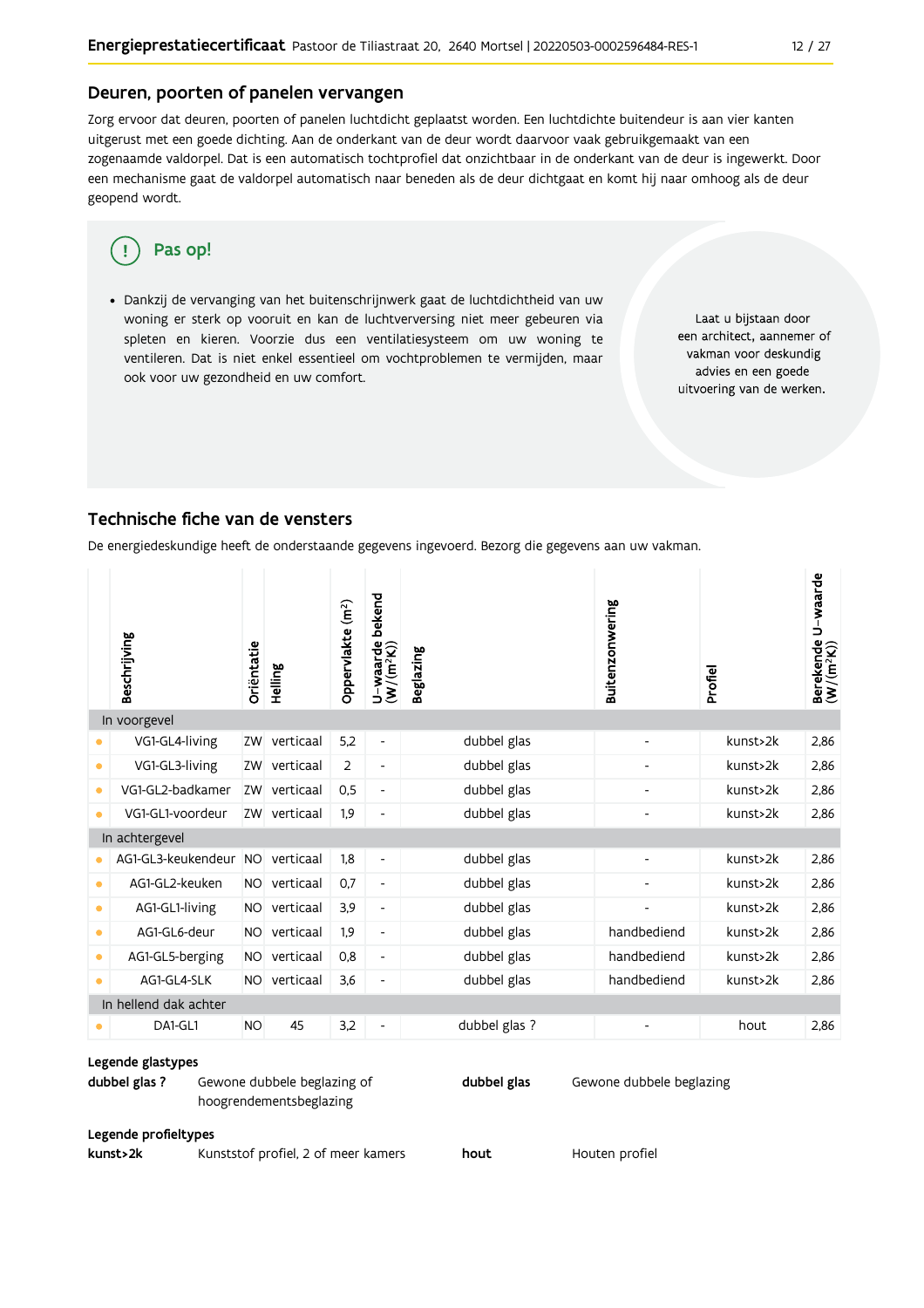## Deuren, poorten of panelen vervangen

Zorg ervoor dat deuren, poorten of panelen luchtdicht geplaatst worden. Een luchtdichte buitendeur is aan vier kanten uitgerust met een goede dichting. Aan de onderkant van de deur wordt daarvoor vaak gebruikgemaakt van een zogenaamde valdorpel. Dat is een automatisch tochtprofiel dat onzichtbaar in de onderkant van de deur is ingewerkt. Door een mechanisme gaat de valdorpel automatisch naar beneden als de deur dichtgaat en komt hij naar omhoog als de deur geopend wordt.

**Pas op!**

- Dankzij de vervanging van het buitenschrijnwerk gaat de luchtdichtheid van uw woning er sterk op vooruit en kan de luchtverversing niet meer gebeuren via spleten en kieren. Voorzie dus een ventilatiesysteem om uw woning te ventileren. Dat is niet enkel essentieel om vochtproblemen te vermijden, maar ook voor uw gezondheid en uw comfort.

Laat u bijstaan door een architect, aannemer of vakman voor deskundig advies en een goede uitvoering van de werken.

## Technische fiche van de vensters

De energiedeskundige heeft de onderstaande gegevens ingevoerd. Bezorg die gegevens aan uw vakman.

| Beschrijving | Oriëntatie | Helling | Oppervlakte ($m^2$) | U-waarde bekend ($W/(m^2K)$) | Beglazing | Buitenzonwering | Profiel | Berekende U-waarde ($W/(m^2K)$) |
|---|---|---|---|---|---|---|---|---|
| **In voorgevel** | | | | | | | | |
| VG1-GL4-living | ZW | verticaal | 5,2 | - | dubbel glas | - | kunst>2k | 2,86 |
| VG1-GL3-living | ZW | verticaal | 2 | - | dubbel glas | - | kunst>2k | 2,86 |
| VG1-GL2-badkamer | ZW | verticaal | 0,5 | - | dubbel glas | - | kunst>2k | 2,86 |
| VG1-GL1-voordeur | ZW | verticaal | 1,9 | - | dubbel glas | - | kunst>2k | 2,86 |
| **In achtergevel** | | | | | | | | |
| AG1-GL3-keukendeur | NO | verticaal | 1,8 | - | dubbel glas | - | kunst>2k | 2,86 |
| AG1-GL2-keuken | NO | verticaal | 0,7 | - | dubbel glas | - | kunst>2k | 2,86 |
| AG1-GL1-living | NO | verticaal | 3,9 | - | dubbel glas | - | kunst>2k | 2,86 |
| AG1-GL6-deur | NO | verticaal | 1,9 | - | dubbel glas | handbediend | kunst>2k | 2,86 |
| AG1-GL5-berging | NO | verticaal | 0,8 | - | dubbel glas | handbediend | kunst>2k | 2,86 |
| AG1-GL4-SLK | NO | verticaal | 3,6 | - | dubbel glas | handbediend | kunst>2k | 2,86 |
| **In hellend dak achter** | | | | | | | | |
| DA1-GL1 | NO | 45 | 3,2 | - | dubbel glas ? | - | hout | 2,86 |

**Legende glastypes**

**dubbel glas ?** Gewone dubbele beglazing of hoogrendementsbeglazing

**dubbel glas** Gewone dubbele beglazing

**Legende profieltypes**

**kunst>2k** Kunststof profiel, 2 of meer kamers

**hout** Houten profiel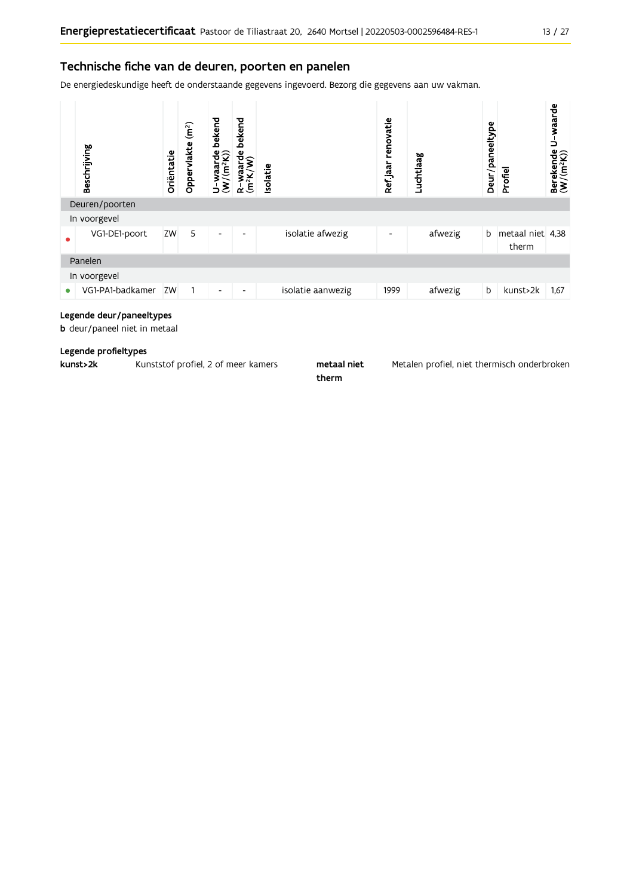## Technische fiche van de deuren, poorten en panelen

De energiedeskundige heeft de onderstaande gegevens ingevoerd. Bezorg die gegevens aan uw vakman.

| | Beschrijving | Oriëntatie | Oppervlakte (m²) | U-waarde bekend (W/(m²K)) | R-waarde bekend (m²K/W) | Isolatie | Ref.jaar renovatie | Luchtlaag | Deur/paneeltype | Profiel | Berekende U-waarde (W/(m²K)) |
|---|---|---|---|---|---|---|---|---|---|---|---|
| **Deuren/poorten** | | | | | | | | | | | |
| In voorgevel | | | | | | | | | | | |
| ● | VG1-DE1-poort | ZW | 5 | - | - | isolatie afwezig | - | afwezig | b | metaal niet therm | 4,38 |
| **Panelen** | | | | | | | | | | | |
| In voorgevel | | | | | | | | | | | |
| ● | VG1-PA1-badkamer | ZW | 1 | - | - | isolatie aanwezig | 1999 | afwezig | b | kunst>2k | 1,67 |

**Legende deur/paneeltypes**

**b** deur/paneel niet in metaal

**Legende profieltypes**

**kunst>2k** Kunststof profiel, 2 of meer kamers

**metaal niet therm** Metalen profiel, niet thermisch onderbroken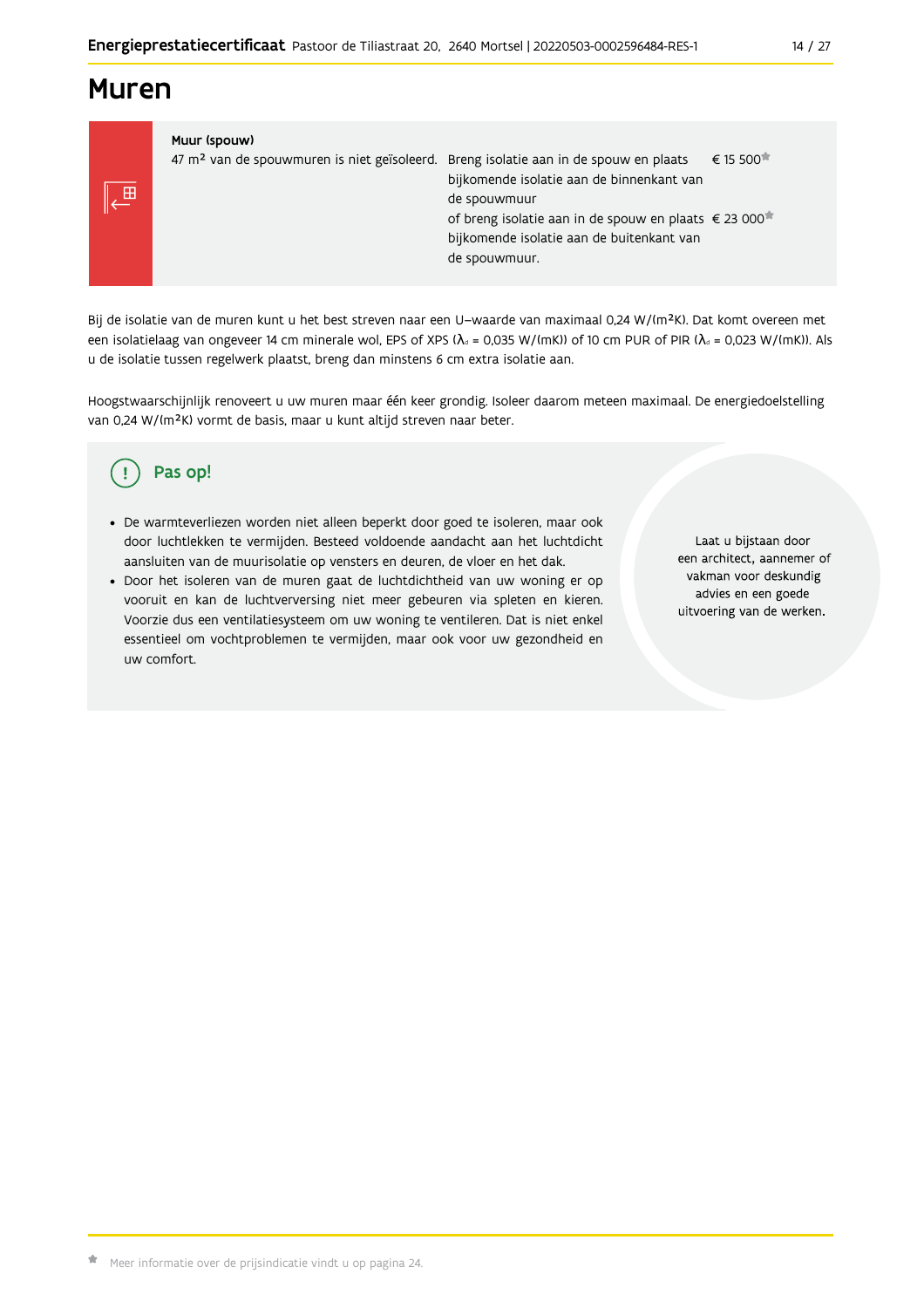# Muren

**Muur (spouw)**

| | | |
|---|---|---|
| 47 m² van de spouwmuren is niet geïsoleerd. | Breng isolatie aan in de spouw en plaats bijkomende isolatie aan de binnenkant van de spouwmuur | € 15 500* |
| | of breng isolatie aan in de spouw en plaats bijkomende isolatie aan de buitenkant van de spouwmuur. | € 23 000* |

Bij de isolatie van de muren kunt u het best streven naar een U–waarde van maximaal 0,24 W/(m²K). Dat komt overeen met een isolatielaag van ongeveer 14 cm minerale wol, EPS of XPS ($\lambda_d$ = 0,035 W/(mK)) of 10 cm PUR of PIR ($\lambda_d$ = 0,023 W/(mK)). Als u de isolatie tussen regelwerk plaatst, breng dan minstens 6 cm extra isolatie aan.

Hoogstwaarschijnlijk renoveert u uw muren maar één keer grondig. Isoleer daarom meteen maximaal. De energiedoelstelling van 0,24 W/(m²K) vormt de basis, maar u kunt altijd streven naar beter.

## Pas op!

- De warmteverliezen worden niet alleen beperkt door goed te isoleren, maar ook door luchtlekken te vermijden. Besteed voldoende aandacht aan het luchtdicht aansluiten van de muurisolatie op vensters en deuren, de vloer en het dak.
- Door het isoleren van de muren gaat de luchtdichtheid van uw woning er op vooruit en kan de luchtverversing niet meer gebeuren via spleten en kieren. Voorzie dus een ventilatiesysteem om uw woning te ventileren. Dat is niet enkel essentieel om vochtproblemen te vermijden, maar ook voor uw gezondheid en uw comfort.

Laat u bijstaan door een architect, aannemer of vakman voor deskundig advies en een goede uitvoering van de werken.

* Meer informatie over de prijsindicatie vindt u op pagina 24.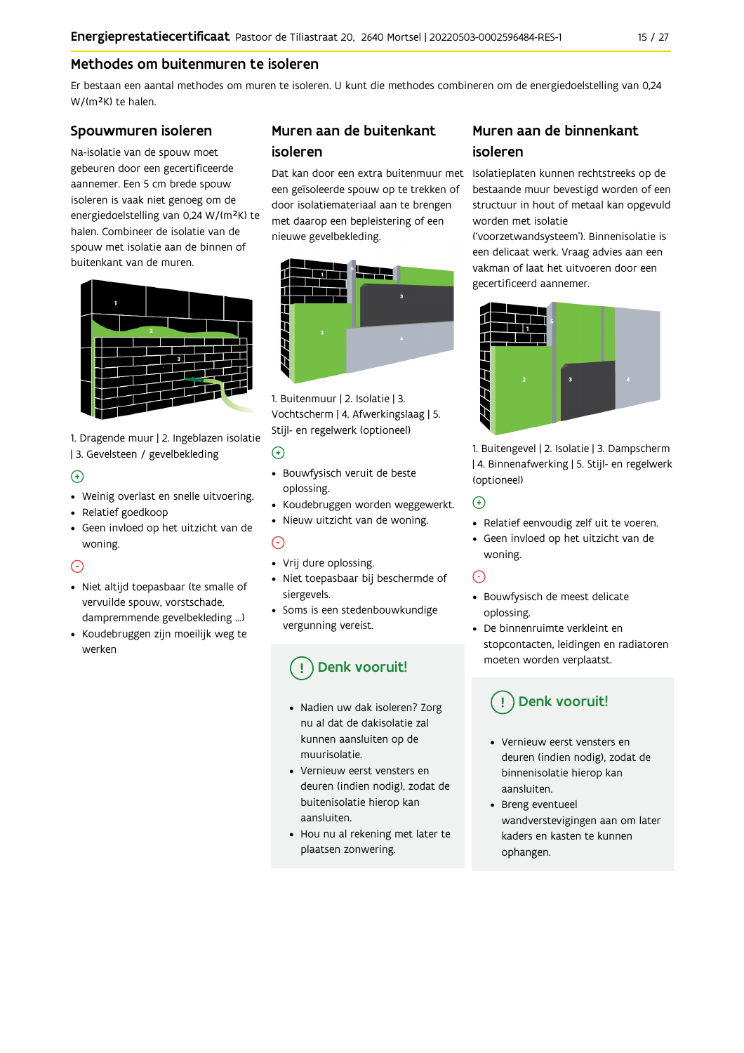## Methodes om buitenmuren te isoleren

Er bestaan een aantal methodes om muren te isoleren. U kunt die methodes combineren om de energiedoelstelling van 0,24 W/(m²K) te halen.

### Spouwmuren isoleren

Na-isolatie van de spouw moet gebeuren door een gecertificeerde aannemer. Een 5 cm brede spouw isoleren is vaak niet genoeg om de energiedoelstelling van 0,24 W/(m²K) te halen. Combineer de isolatie van de spouw met isolatie aan de binnen of buitenkant van de muren.

1. Dragende muur | 2. Ingeblazen isolatie | 3. Gevelsteen / gevelbekleding

⊕

- Weinig overlast en snelle uitvoering.
- Relatief goedkoop
- Geen invloed op het uitzicht van de woning.

⊖

- Niet altijd toepasbaar (te smalle of vervuilde spouw, vorstschade, dampremmende gevelbekleding ...)
- Koudebruggen zijn moeilijk weg te werken

### Muren aan de buitenkant isoleren

Dat kan door een extra buitenmuur met een geïsoleerde spouw op te trekken of door isolatiemateriaal aan te brengen met daarop een bepleistering of een nieuwe gevelbekleding.

1. Buitenmuur | 2. Isolatie | 3. Vochtscherm | 4. Afwerkingslaag | 5. Stijl- en regelwerk (optioneel)

⊕

- Bouwfysisch veruit de beste oplossing.
- Koudebruggen worden weggewerkt.
- Nieuw uitzicht van de woning.

⊖

- Vrij dure oplossing.
- Niet toepasbaar bij beschermde of siergevels.
- Soms is een stedenbouwkundige vergunning vereist.

**Denk vooruit!**

- Nadien uw dak isoleren? Zorg nu al dat de dakisolatie zal kunnen aansluiten op de muurisolatie.
- Vernieuw eerst vensters en deuren (indien nodig), zodat de buitenisolatie hierop kan aansluiten.
- Hou nu al rekening met later te plaatsen zonwering.

### Muren aan de binnenkant isoleren

Isolatieplaten kunnen rechtstreeks op de bestaande muur bevestigd worden of een structuur in hout of metaal kan opgevuld worden met isolatie ('voorzetwandsysteem'). Binnenisolatie is een delicaat werk. Vraag advies aan een vakman of laat het uitvoeren door een gecertificeerd aannemer.

1. Buitengevel | 2. Isolatie | 3. Dampscherm | 4. Binnenafwerking | 5. Stijl- en regelwerk (optioneel)

⊕

- Relatief eenvoudig zelf uit te voeren.
- Geen invloed op het uitzicht van de woning.

⊖

- Bouwfysisch de meest delicate oplossing.
- De binnenruimte verkleint en stopcontacten, leidingen en radiatoren moeten worden verplaatst.

**Denk vooruit!**

- Vernieuw eerst vensters en deuren (indien nodig), zodat de binnenisolatie hierop kan aansluiten.
- Breng eventueel wandverstevigingen aan om later kaders en kasten te kunnen ophangen.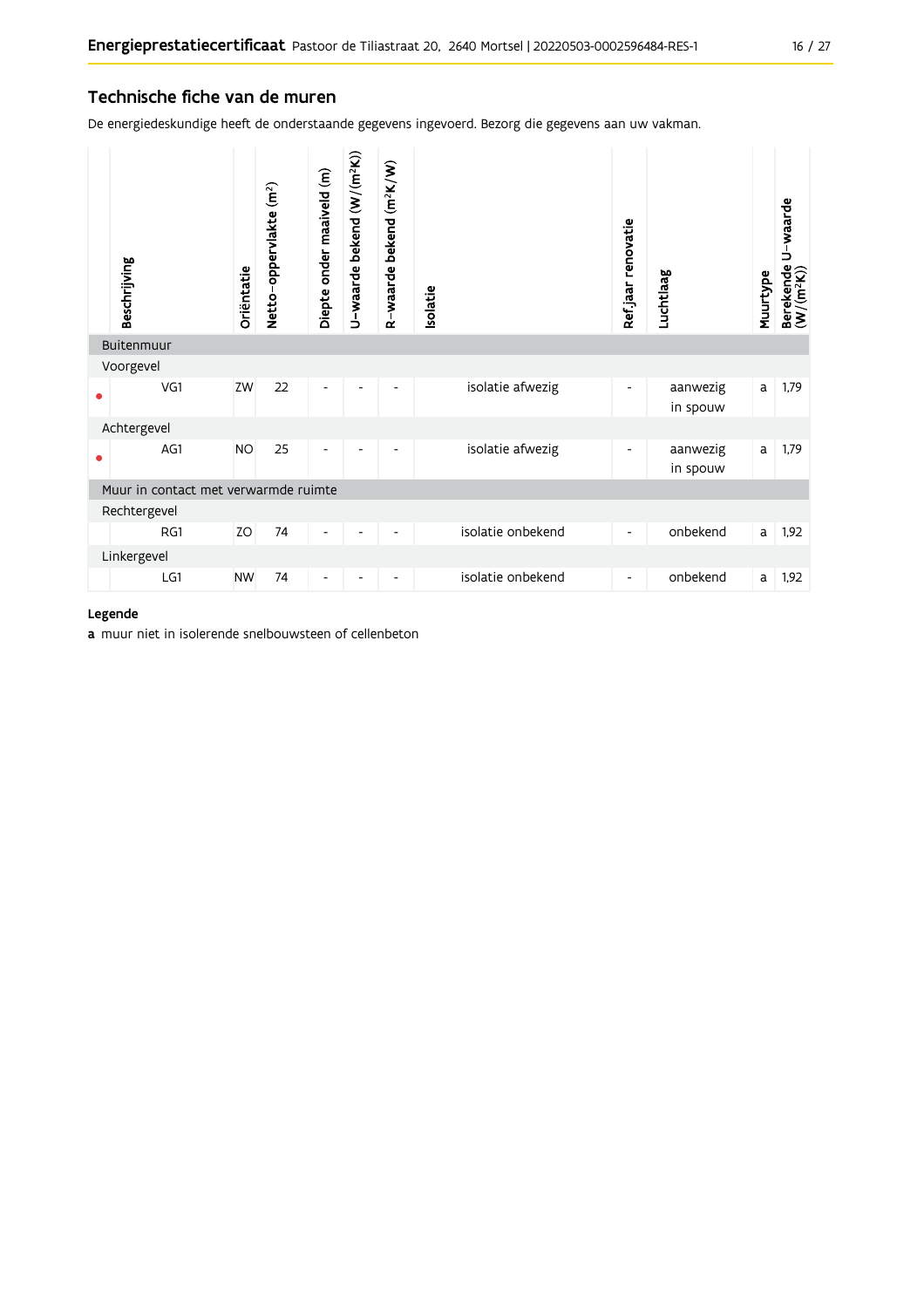## Technische fiche van de muren

De energiedeskundige heeft de onderstaande gegevens ingevoerd. Bezorg die gegevens aan uw vakman.

| | Beschrijving | Oriëntatie | Netto-oppervlakte ($m^2$) | Diepte onder maaiveld (m) | U-waarde bekend ($W/(m^2K)$) | R-waarde bekend ($m^2K/W$) | Isolatie | Ref.jaar renovatie | Luchtlaag | Muurtype | Berekende U-waarde ($W/(m^2K)$) |
|---|---|---|---|---|---|---|---|---|---|---|---|
| | **Buitenmuur** | | | | | | | | | | |
| | Voorgevel | | | | | | | | | | |
| • | VG1 | ZW | 22 | - | - | - | isolatie afwezig | - | aanwezig in spouw | a | 1,79 |
| | Achtergevel | | | | | | | | | | |
| • | AG1 | NO | 25 | - | - | - | isolatie afwezig | - | aanwezig in spouw | a | 1,79 |
| | **Muur in contact met verwarmde ruimte** | | | | | | | | | | |
| | Rechtergevel | | | | | | | | | | |
| | RG1 | ZO | 74 | - | - | - | isolatie onbekend | - | onbekend | a | 1,92 |
| | Linkergevel | | | | | | | | | | |
| | LG1 | NW | 74 | - | - | - | isolatie onbekend | - | onbekend | a | 1,92 |

**Legende**

**a** muur niet in isolerende snelbouwsteen of cellenbeton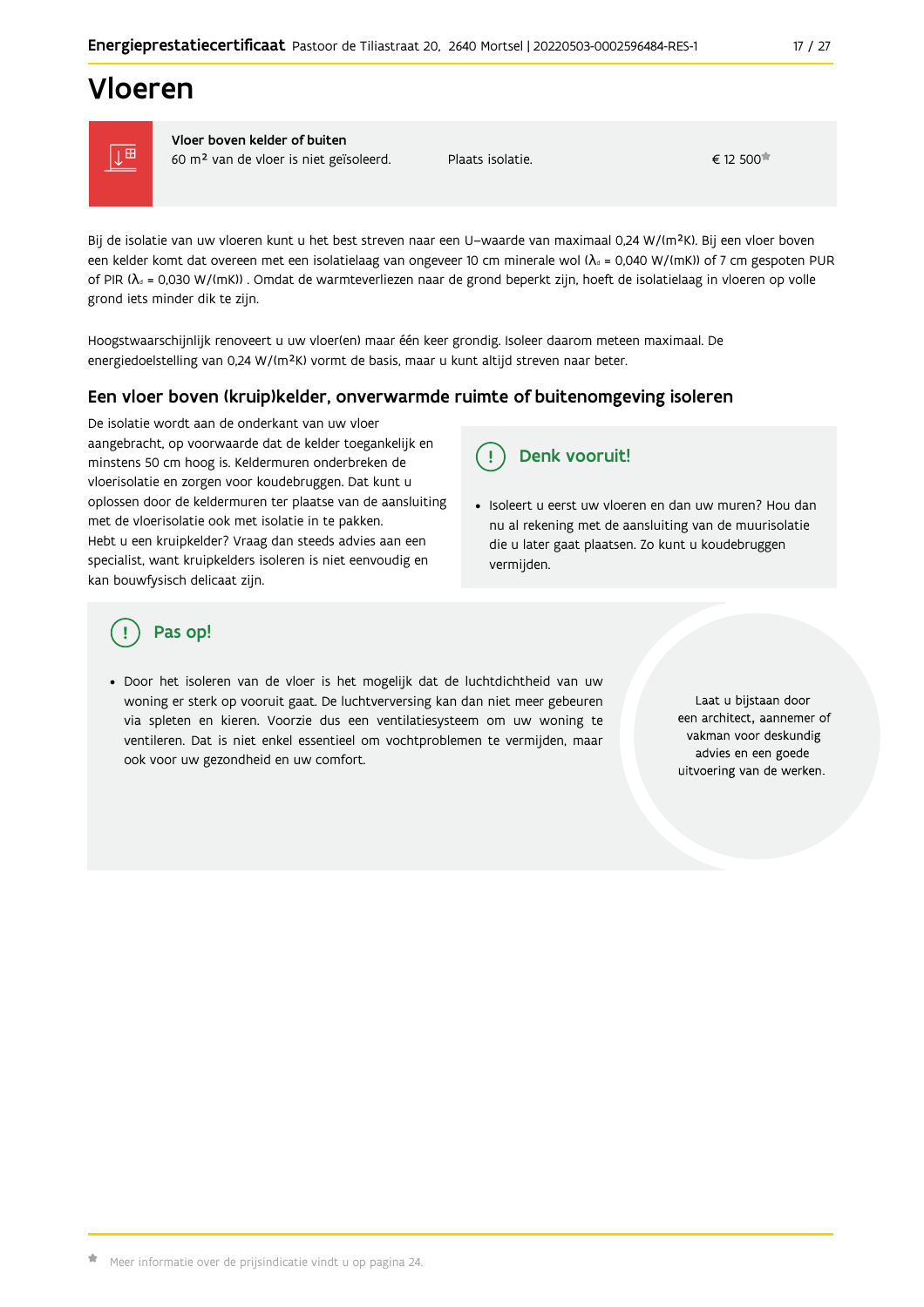# Vloeren

| Vloer boven kelder of buiten | | |
|---|---|---|
| 60 m² van de vloer is niet geïsoleerd. | Plaats isolatie. | € 12 500* |

Bij de isolatie van uw vloeren kunt u het best streven naar een U–waarde van maximaal 0,24 W/(m²K). Bij een vloer boven een kelder komt dat overeen met een isolatielaag van ongeveer 10 cm minerale wol ($\lambda_d$ = 0,040 W/(mK)) of 7 cm gespoten PUR of PIR ($\lambda_d$ = 0,030 W/(mK)) . Omdat de warmteverliezen naar de grond beperkt zijn, hoeft de isolatielaag in vloeren op volle grond iets minder dik te zijn.

Hoogstwaarschijnlijk renoveert u uw vloer(en) maar één keer grondig. Isoleer daarom meteen maximaal. De energiedoelstelling van 0,24 W/(m²K) vormt de basis, maar u kunt altijd streven naar beter.

## Een vloer boven (kruip)kelder, onverwarmde ruimte of buitenomgeving isoleren

De isolatie wordt aan de onderkant van uw vloer aangebracht, op voorwaarde dat de kelder toegankelijk en minstens 50 cm hoog is. Keldermuren onderbreken de vloerisolatie en zorgen voor koudebruggen. Dat kunt u oplossen door de keldermuren ter plaatse van de aansluiting met de vloerisolatie ook met isolatie in te pakken.
Hebt u een kruipkelder? Vraag dan steeds advies aan een specialist, want kruipkelders isoleren is niet eenvoudig en kan bouwfysisch delicaat zijn.

### Denk vooruit!

- Isoleert u eerst uw vloeren en dan uw muren? Hou dan nu al rekening met de aansluiting van de muurisolatie die u later gaat plaatsen. Zo kunt u koudebruggen vermijden.

### Pas op!

- Door het isoleren van de vloer is het mogelijk dat de luchtdichtheid van uw woning er sterk op vooruit gaat. De luchtverversing kan dan niet meer gebeuren via spleten en kieren. Voorzie dus een ventilatiesysteem om uw woning te ventileren. Dat is niet enkel essentieel om vochtproblemen te vermijden, maar ook voor uw gezondheid en uw comfort.

Laat u bijstaan door een architect, aannemer of vakman voor deskundig advies en een goede uitvoering van de werken.

* Meer informatie over de prijsindicatie vindt u op pagina 24.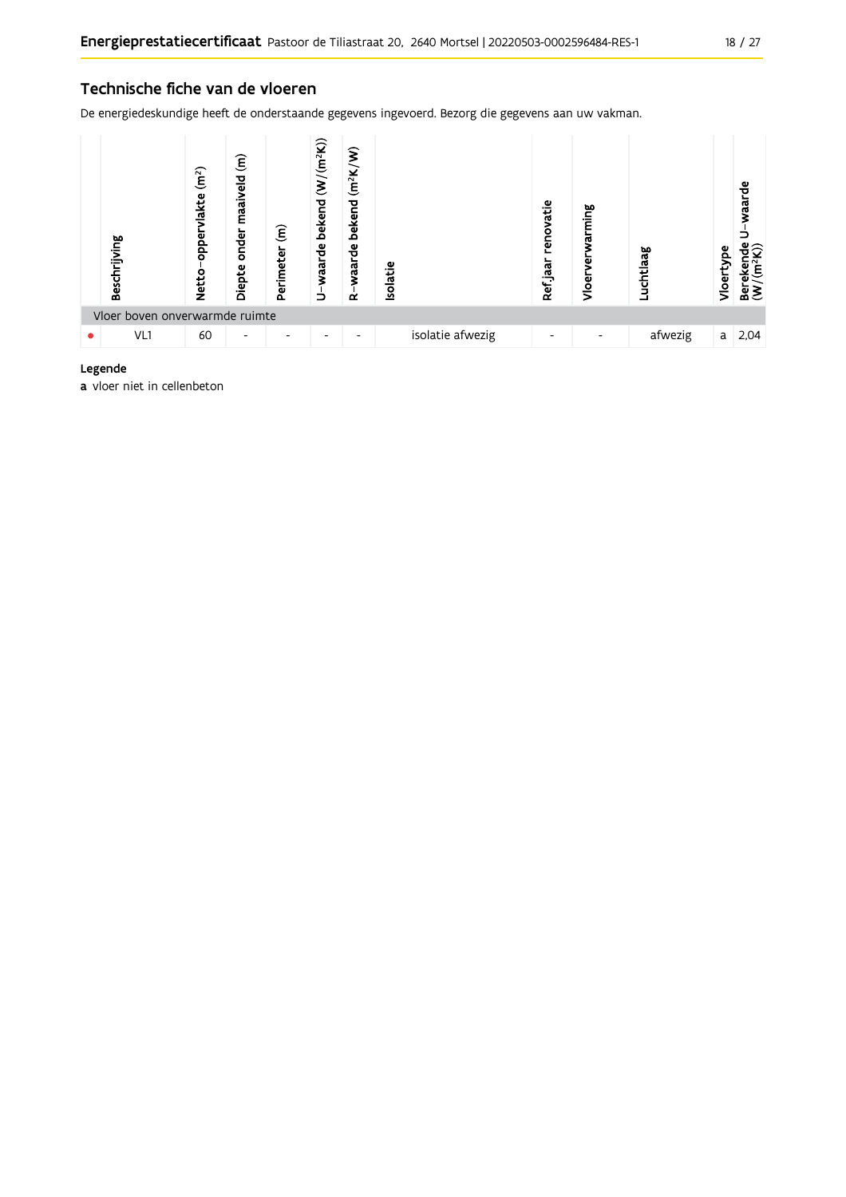## Technische fiche van de vloeren

De energiedeskundige heeft de onderstaande gegevens ingevoerd. Bezorg die gegevens aan uw vakman.

| | Beschrijving | Netto-oppervlakte ($m^2$) | Diepte onder maaiveld (m) | Perimeter (m) | U-waarde bekend ($W/(m^2K)$) | R-waarde bekend ($m^2K/W$) | Isolatie | Ref.jaar renovatie | Vloerverwarming | Luchtlaag | Vloertype | Berekende U-waarde ($W/(m^2K)$) |
|---|---|---|---|---|---|---|---|---|---|---|---|---|
| Vloer boven onverwarmde ruimte | | | | | | | | | | | | |
| • | VL1 | 60 | - | - | - | - | isolatie afwezig | - | - | afwezig | a | 2,04 |

**Legende**

**a** vloer niet in cellenbeton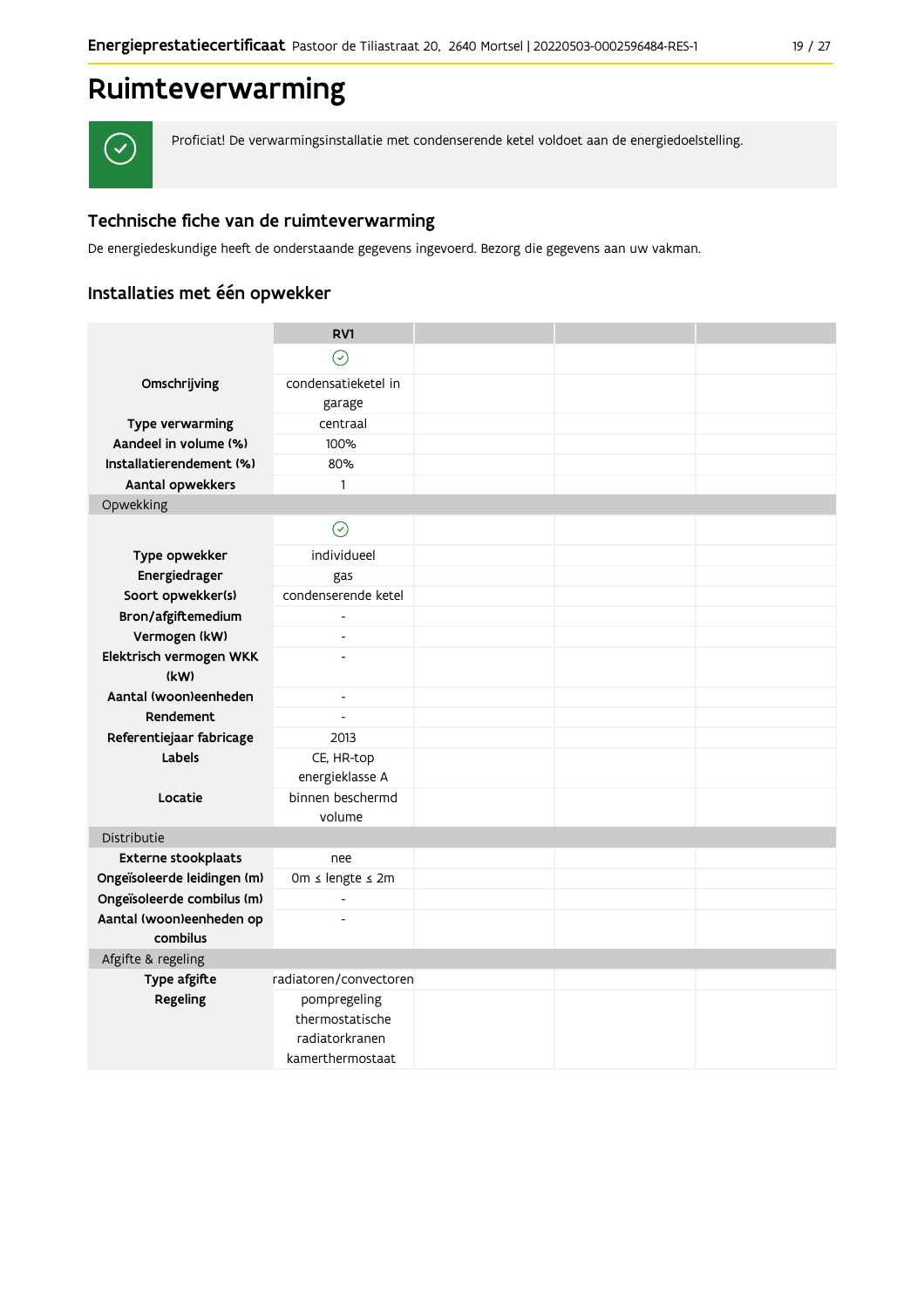# Ruimteverwarming

Proficiat! De verwarmingsinstallatie met condenserende ketel voldoet aan de energiedoelstelling.

## Technische fiche van de ruimteverwarming

De energiedeskundige heeft de onderstaande gegevens ingevoerd. Bezorg die gegevens aan uw vakman.

## Installaties met één opwekker

| | RV1 | | | |
|---|---|---|---|---|
| | ✓ | | | |
| **Omschrijving** | condensatieketel in garage | | | |
| **Type verwarming** | centraal | | | |
| **Aandeel in volume (%)** | 100% | | | |
| **Installatierendement (%)** | 80% | | | |
| **Aantal opwekkers** | 1 | | | |
| Opwekking | | | | |
| | ✓ | | | |
| **Type opwekker** | individueel | | | |
| **Energiedrager** | gas | | | |
| **Soort opwekker(s)** | condenserende ketel | | | |
| **Bron/afgiftemedium** | - | | | |
| **Vermogen (kW)** | - | | | |
| **Elektrisch vermogen WKK (kW)** | - | | | |
| **Aantal (woon)eenheden** | - | | | |
| **Rendement** | - | | | |
| **Referentiejaar fabricage** | 2013 | | | |
| **Labels** | CE, HR-top energieklasse A | | | |
| **Locatie** | binnen beschermd volume | | | |
| Distributie | | | | |
| **Externe stookplaats** | nee | | | |
| **Ongeïsoleerde leidingen (m)** | 0m ≤ lengte ≤ 2m | | | |
| **Ongeïsoleerde combilus (m)** | - | | | |
| **Aantal (woon)eenheden op combilus** | - | | | |
| Afgifte & regeling | | | | |
| **Type afgifte** | radiatoren/convectoren | | | |
| **Regeling** | pompregeling thermostatische radiatorkranen kamerthermostaat | | | |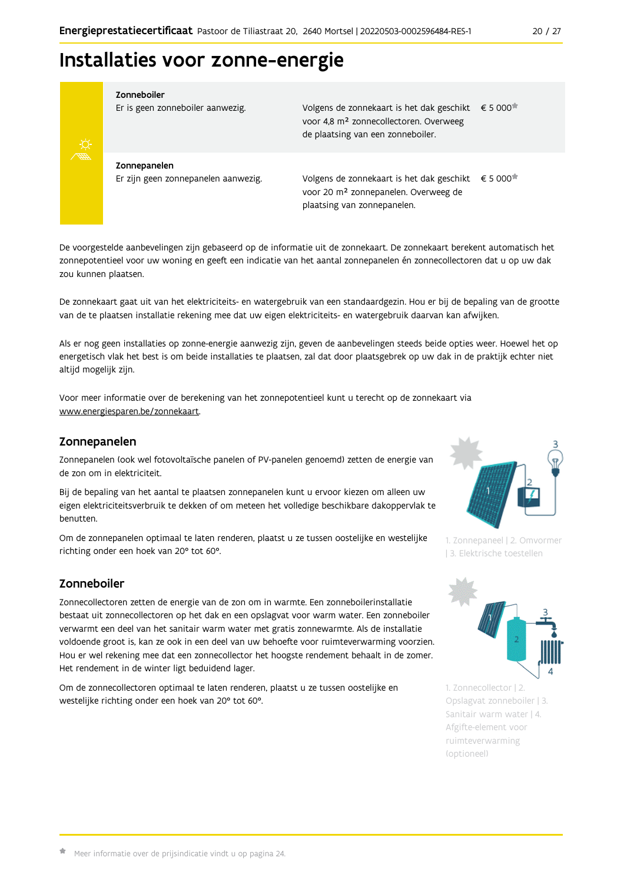# Installaties voor zonne-energie

| | | |
|---|---|---|
| **Zonneboiler**<br>Er is geen zonneboiler aanwezig. | Volgens de zonnekaart is het dak geschikt voor 4,8 m² zonnecollectoren. Overweeg de plaatsing van een zonneboiler. | € 5 000* |
| **Zonnepanelen**<br>Er zijn geen zonnepanelen aanwezig. | Volgens de zonnekaart is het dak geschikt voor 20 m² zonnepanelen. Overweeg de plaatsing van zonnepanelen. | € 5 000* |

De voorgestelde aanbevelingen zijn gebaseerd op de informatie uit de zonnekaart. De zonnekaart berekent automatisch het zonnepotentieel voor uw woning en geeft een indicatie van het aantal zonnepanelen én zonnecollectoren dat u op uw dak zou kunnen plaatsen.

De zonnekaart gaat uit van het elektriciteits- en watergebruik van een standaardgezin. Hou er bij de bepaling van de grootte van de te plaatsen installatie rekening mee dat uw eigen elektriciteits- en watergebruik daarvan kan afwijken.

Als er nog geen installaties op zonne-energie aanwezig zijn, geven de aanbevelingen steeds beide opties weer. Hoewel het op energetisch vlak het best is om beide installaties te plaatsen, zal dat door plaatsgebrek op uw dak in de praktijk echter niet altijd mogelijk zijn.

Voor meer informatie over de berekening van het zonnepotentieel kunt u terecht op de zonnekaart via www.energiesparen.be/zonnekaart.

## Zonnepanelen

Zonnepanelen (ook wel fotovoltaïsche panelen of PV-panelen genoemd) zetten de energie van de zon om in elektriciteit.

Bij de bepaling van het aantal te plaatsen zonnepanelen kunt u ervoor kiezen om alleen uw eigen elektriciteitsverbruik te dekken of om meteen het volledige beschikbare dakoppervlak te benutten.

Om de zonnepanelen optimaal te laten renderen, plaatst u ze tussen oostelijke en westelijke richting onder een hoek van 20° tot 60°.

1. Zonnepaneel | 2. Omvormer | 3. Elektrische toestellen

## Zonneboiler

Zonnecollectoren zetten de energie van de zon om in warmte. Een zonneboilerinstallatie bestaat uit zonnecollectoren op het dak en een opslagvat voor warm water. Een zonneboiler verwarmt een deel van het sanitair warm water met gratis zonnewarmte. Als de installatie voldoende groot is, kan ze ook in een deel van uw behoefte voor ruimteverwarming voorzien. Hou er wel rekening mee dat een zonnecollector het hoogste rendement behaalt in de zomer. Het rendement in de winter ligt beduidend lager.

Om de zonnecollectoren optimaal te laten renderen, plaatst u ze tussen oostelijke en westelijke richting onder een hoek van 20° tot 60°.

1. Zonnecollector | 2. Opslagvat zonneboiler | 3. Sanitair warm water | 4. Afgifte-element voor ruimteverwarming (optioneel)

* Meer informatie over de prijsindicatie vindt u op pagina 24.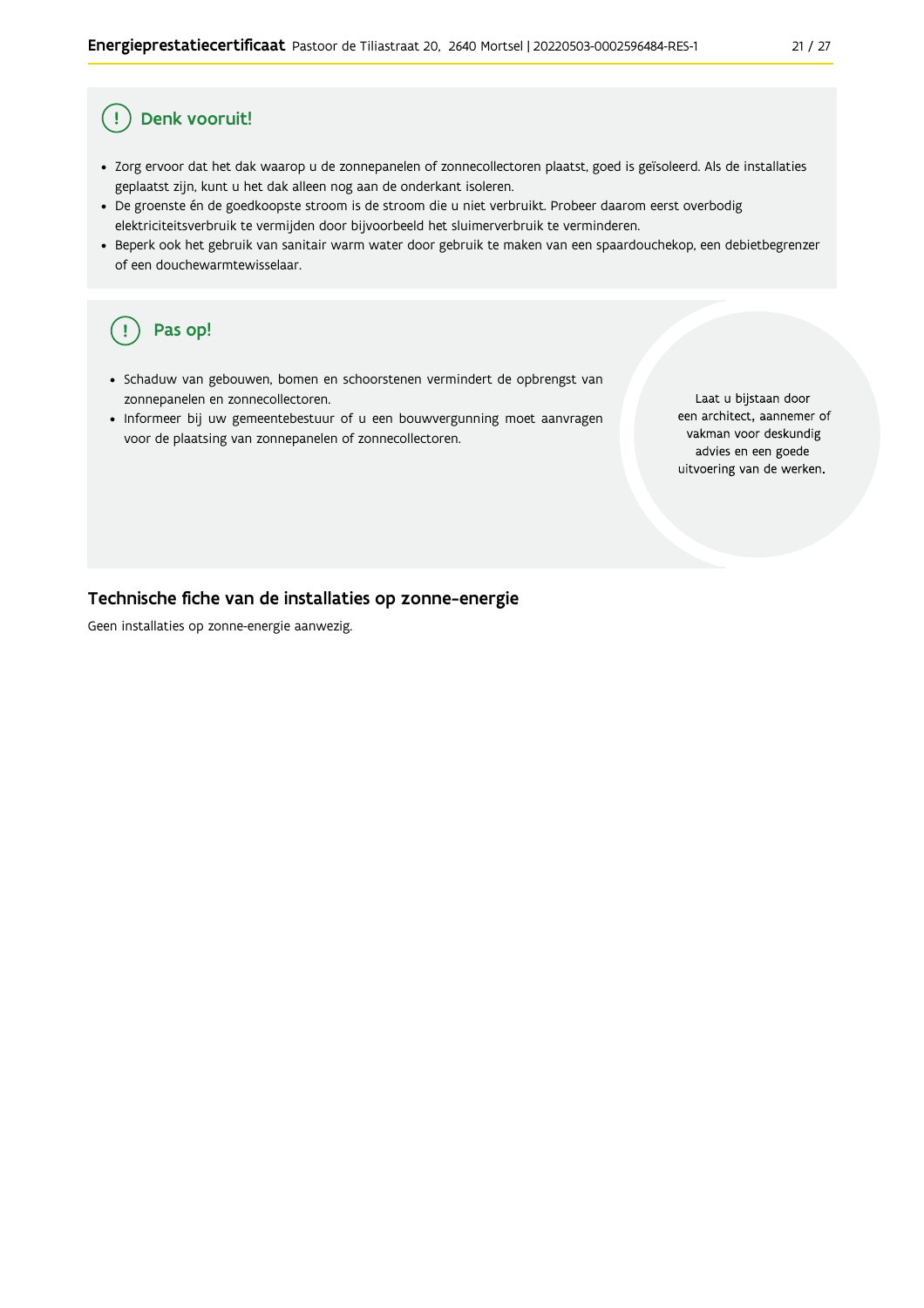## (!) Denk vooruit!

- Zorg ervoor dat het dak waarop u de zonnepanelen of zonnecollectoren plaatst, goed is geïsoleerd. Als de installaties geplaatst zijn, kunt u het dak alleen nog aan de onderkant isoleren.
- De groenste én de goedkoopste stroom is de stroom die u niet verbruikt. Probeer daarom eerst overbodig elektriciteitsverbruik te vermijden door bijvoorbeeld het sluimerverbruik te verminderen.
- Beperk ook het gebruik van sanitair warm water door gebruik te maken van een spaardouchekop, een debietbegrenzer of een douchewarmtewisselaar.

## (!) Pas op!

- Schaduw van gebouwen, bomen en schoorstenen vermindert de opbrengst van zonnepanelen en zonnecollectoren.
- Informeer bij uw gemeentebestuur of u een bouwvergunning moet aanvragen voor de plaatsing van zonnepanelen of zonnecollectoren.

Laat u bijstaan door een architect, aannemer of vakman voor deskundig advies en een goede uitvoering van de werken.

## Technische fiche van de installaties op zonne-energie

Geen installaties op zonne-energie aanwezig.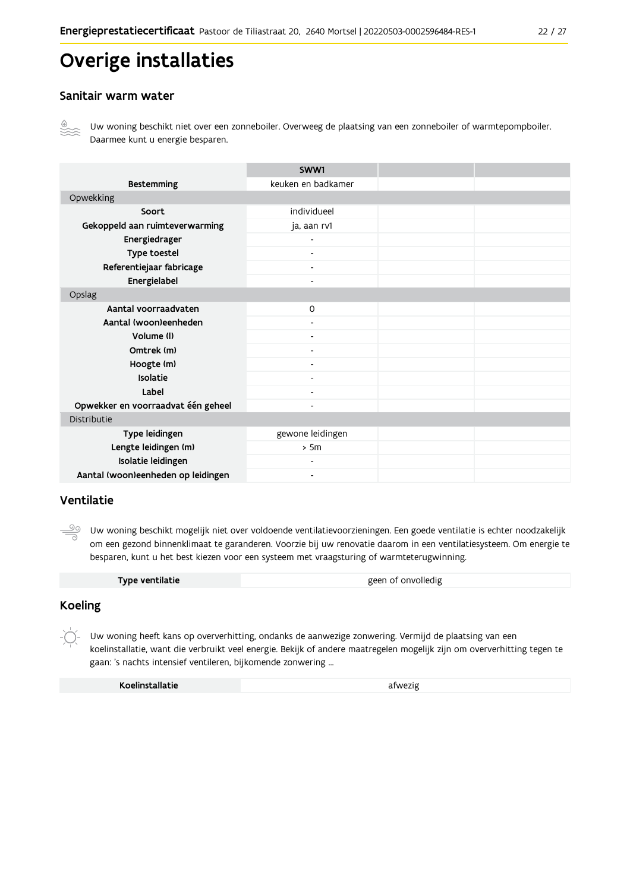# Overige installaties

## Sanitair warm water

Uw woning beschikt niet over een zonneboiler. Overweeg de plaatsing van een zonneboiler of warmtepompboiler. Daarmee kunt u energie besparen.

| | SWW1 | | |
|---|---|---|---|
| **Bestemming** | keuken en badkamer | | |
| Opwekking | | | |
| **Soort** | individueel | | |
| **Gekoppeld aan ruimteverwarming** | ja, aan rv1 | | |
| **Energiedrager** | - | | |
| **Type toestel** | - | | |
| **Referentiejaar fabricage** | - | | |
| **Energielabel** | - | | |
| Opslag | | | |
| **Aantal voorraadvaten** | 0 | | |
| **Aantal (woon)eenheden** | - | | |
| **Volume (l)** | - | | |
| **Omtrek (m)** | - | | |
| **Hoogte (m)** | - | | |
| **Isolatie** | - | | |
| **Label** | - | | |
| **Opwekker en voorraadvat één geheel** | - | | |
| Distributie | | | |
| **Type leidingen** | gewone leidingen | | |
| **Lengte leidingen (m)** | > 5m | | |
| **Isolatie leidingen** | - | | |
| **Aantal (woon)eenheden op leidingen** | - | | |

## Ventilatie

Uw woning beschikt mogelijk niet over voldoende ventilatievoorzieningen. Een goede ventilatie is echter noodzakelijk om een gezond binnenklimaat te garanderen. Voorzie bij uw renovatie daarom in een ventilatiesysteem. Om energie te besparen, kunt u het best kiezen voor een systeem met vraagsturing of warmteterugwinning.

| **Type ventilatie** | geen of onvolledig |
|---|---|

## Koeling

Uw woning heeft kans op oververhitting, ondanks de aanwezige zonwering. Vermijd de plaatsing van een koelinstallatie, want die verbruikt veel energie. Bekijk of andere maatregelen mogelijk zijn om oververhitting tegen te gaan: 's nachts intensief ventileren, bijkomende zonwering ...

| **Koelinstallatie** | afwezig |
|---|---|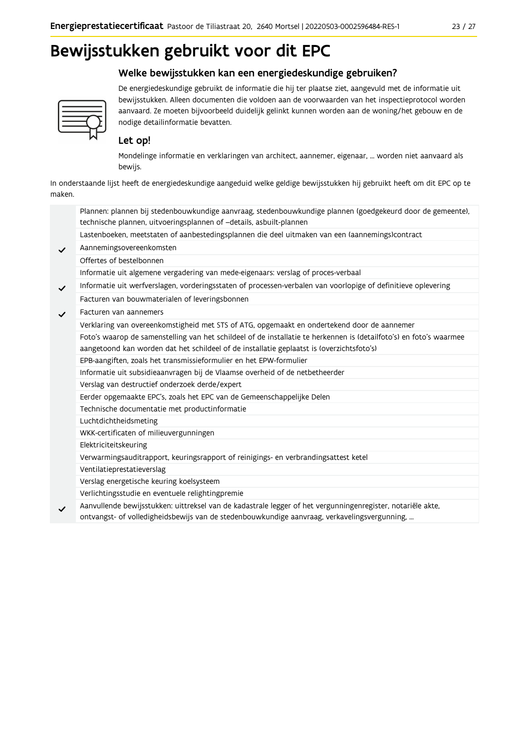# Bewijsstukken gebruikt voor dit EPC

## Welke bewijsstukken kan een energiedeskundige gebruiken?

De energiedeskundige gebruikt de informatie die hij ter plaatse ziet, aangevuld met de informatie uit bewijsstukken. Alleen documenten die voldoen aan de voorwaarden van het inspectieprotocol worden aanvaard. Ze moeten bijvoorbeeld duidelijk gelinkt kunnen worden aan de woning/het gebouw en de nodige detailinformatie bevatten.

### Let op!

Mondelinge informatie en verklaringen van architect, aannemer, eigenaar, ... worden niet aanvaard als bewijs.

In onderstaande lijst heeft de energiedeskundige aangeduid welke geldige bewijsstukken hij gebruikt heeft om dit EPC op te maken.

| | |
|---|---|
| | Plannen: plannen bij stedenbouwkundige aanvraag, stedenbouwkundige plannen (goedgekeurd door de gemeente), technische plannen, uitvoeringsplannen of –details, asbuilt-plannen |
| | Lastenboeken, meetstaten of aanbestedingsplannen die deel uitmaken van een (aannemings)contract |
| ✓ | Aannemingsovereenkomsten |
| | Offertes of bestelbonnen |
| | Informatie uit algemene vergadering van mede-eigenaars: verslag of proces-verbaal |
| ✓ | Informatie uit werfverslagen, vorderingsstaten of processen-verbalen van voorlopige of definitieve oplevering |
| | Facturen van bouwmaterialen of leveringsbonnen |
| ✓ | Facturen van aannemers |
| | Verklaring van overeenkomstigheid met STS of ATG, opgemaakt en ondertekend door de aannemer |
| | Foto's waarop de samenstelling van het schildeel of de installatie te herkennen is (detailfoto's) en foto's waarmee aangetoond kan worden dat het schildeel of de installatie geplaatst is (overzichtsfoto's) |
| | EPB-aangiften, zoals het transmissieformulier en het EPW-formulier |
| | Informatie uit subsidieaanvragen bij de Vlaamse overheid of de netbetheerder |
| | Verslag van destructief onderzoek derde/expert |
| | Eerder opgemaakte EPC's, zoals het EPC van de Gemeenschappelijke Delen |
| | Technische documentatie met productinformatie |
| | Luchtdichtheidsmeting |
| | WKK-certificaten of milieuvergunningen |
| | Elektriciteitskeuring |
| | Verwarmingsauditrapport, keuringsrapport of reinigings- en verbrandingsattest ketel |
| | Ventilatieprestatieverslag |
| | Verslag energetische keuring koelsysteem |
| | Verlichtingsstudie en eventuele relightingpremie |
| ✓ | Aanvullende bewijsstukken: uittreksel van de kadastrale legger of het vergunningenregister, notariële akte, ontvangst- of volledigheidsbewijs van de stedenbouwkundige aanvraag, verkavelingsvergunning, ... |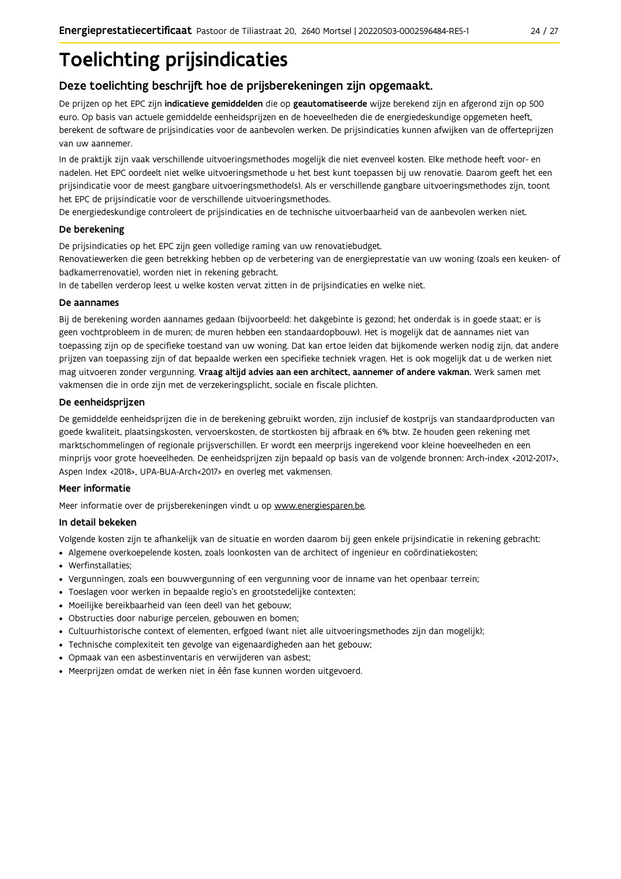# Toelichting prijsindicaties

## Deze toelichting beschrijft hoe de prijsberekeningen zijn opgemaakt.

De prijzen op het EPC zijn **indicatieve gemiddelden** die op **geautomatiseerde** wijze berekend zijn en afgerond zijn op 500 euro. Op basis van actuele gemiddelde eenheidsprijzen en de hoeveelheden die de energiedeskundige opgemeten heeft, berekent de software de prijsindicaties voor de aanbevolen werken. De prijsindicaties kunnen afwijken van de offerteprijzen van uw aannemer.

In de praktijk zijn vaak verschillende uitvoeringsmethodes mogelijk die niet evenveel kosten. Elke methode heeft voor- en nadelen. Het EPC oordeelt niet welke uitvoeringsmethode u het best kunt toepassen bij uw renovatie. Daarom geeft het een prijsindicatie voor de meest gangbare uitvoeringsmethode(s). Als er verschillende gangbare uitvoeringsmethodes zijn, toont het EPC de prijsindicatie voor de verschillende uitvoeringsmethodes.
De energiedeskundige controleert de prijsindicaties en de technische uitvoerbaarheid van de aanbevolen werken niet.

### De berekening

De prijsindicaties op het EPC zijn geen volledige raming van uw renovatiebudget.
Renovatiewerken die geen betrekking hebben op de verbetering van de energieprestatie van uw woning (zoals een keuken- of badkamerrenovatie), worden niet in rekening gebracht.
In de tabellen verderop leest u welke kosten vervat zitten in de prijsindicaties en welke niet.

### De aannames

Bij de berekening worden aannames gedaan (bijvoorbeeld: het dakgebinte is gezond; het onderdak is in goede staat; er is geen vochtprobleem in de muren; de muren hebben een standaardopbouw). Het is mogelijk dat de aannames niet van toepassing zijn op de specifieke toestand van uw woning. Dat kan ertoe leiden dat bijkomende werken nodig zijn, dat andere prijzen van toepassing zijn of dat bepaalde werken een specifieke techniek vragen. Het is ook mogelijk dat u de werken niet mag uitvoeren zonder vergunning. **Vraag altijd advies aan een architect, aannemer of andere vakman.** Werk samen met vakmensen die in orde zijn met de verzekeringsplicht, sociale en fiscale plichten.

### De eenheidsprijzen

De gemiddelde eenheidsprijzen die in de berekening gebruikt worden, zijn inclusief de kostprijs van standaardproducten van goede kwaliteit, plaatsingskosten, vervoerskosten, de stortkosten bij afbraak en 6% btw. Ze houden geen rekening met marktschommelingen of regionale prijsverschillen. Er wordt een meerprijs ingerekend voor kleine hoeveelheden en een minprijs voor grote hoeveelheden. De eenheidsprijzen zijn bepaald op basis van de volgende bronnen: Arch-index <2012-2017>, Aspen Index <2018>, UPA-BUA-Arch<2017> en overleg met vakmensen.

### Meer informatie

Meer informatie over de prijsberekeningen vindt u op www.energiesparen.be.

### In detail bekeken

Volgende kosten zijn te afhankelijk van de situatie en worden daarom bij geen enkele prijsindicatie in rekening gebracht:

- Algemene overkoepelende kosten, zoals loonkosten van de architect of ingenieur en coördinatiekosten;
- Werfinstallaties;
- Vergunningen, zoals een bouwvergunning of een vergunning voor de inname van het openbaar terrein;
- Toeslagen voor werken in bepaalde regio's en grootstedelijke contexten;
- Moeilijke bereikbaarheid van (een deel) van het gebouw;
- Obstructies door naburige percelen, gebouwen en bomen;
- Cultuurhistorische context of elementen, erfgoed (want niet alle uitvoeringsmethodes zijn dan mogelijk);
- Technische complexiteit ten gevolge van eigenaardigheden aan het gebouw;
- Opmaak van een asbestinventaris en verwijderen van asbest;
- Meerprijzen omdat de werken niet in één fase kunnen worden uitgevoerd.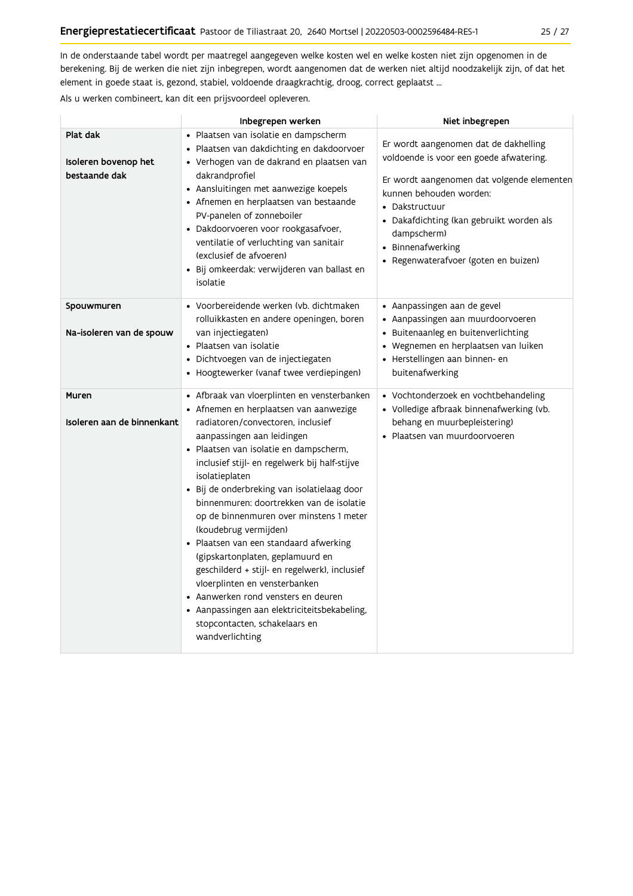In de onderstaande tabel wordt per maatregel aangegeven welke kosten wel en welke kosten niet zijn opgenomen in de berekening. Bij de werken die niet zijn inbegrepen, wordt aangenomen dat de werken niet altijd noodzakelijk zijn, of dat het element in goede staat is, gezond, stabiel, voldoende draagkrachtig, droog, correct geplaatst ...

Als u werken combineert, kan dit een prijsvoordeel opleveren.

| | Inbegrepen werken | Niet inbegrepen |
|---|---|---|
| **Plat dak**<br><br>**Isoleren bovenop het bestaande dak** | • Plaatsen van isolatie en dampscherm<br>• Plaatsen van dakdichting en dakdoorvoer<br>• Verhogen van de dakrand en plaatsen van dakrandprofiel<br>• Aansluitingen met aanwezige koepels<br>• Afnemen en herplaatsen van bestaande PV-panelen of zonneboiler<br>• Dakdoorvoeren voor rookgasafvoer, ventilatie of verluchting van sanitair (exclusief de afvoeren)<br>• Bij omkeerdak: verwijderen van ballast en isolatie | Er wordt aangenomen dat de dakhelling voldoende is voor een goede afwatering.<br><br>Er wordt aangenomen dat volgende elementen kunnen behouden worden:<br>• Dakstructuur<br>• Dakafdichting (kan gebruikt worden als dampscherm)<br>• Binnenafwerking<br>• Regenwaterafvoer (goten en buizen) |
| **Spouwmuren**<br><br>**Na-isoleren van de spouw** | • Voorbereidende werken (vb. dichtmaken rolluikkasten en andere openingen, boren van injectiegaten)<br>• Plaatsen van isolatie<br>• Dichtvoegen van de injectiegaten<br>• Hoogtewerker (vanaf twee verdiepingen) | • Aanpassingen aan de gevel<br>• Aanpassingen aan muurdoorvoeren<br>• Buitenaanleg en buitenverlichting<br>• Wegnemen en herplaatsen van luiken<br>• Herstellingen aan binnen- en buitenafwerking |
| **Muren**<br><br>**Isoleren aan de binnenkant** | • Afbraak van vloerplinten en vensterbanken<br>• Afnemen en herplaatsen van aanwezige radiatoren/convectoren, inclusief aanpassingen aan leidingen<br>• Plaatsen van isolatie en dampscherm, inclusief stijl- en regelwerk bij half-stijve isolatieplaten<br>• Bij de onderbreking van isolatielaag door binnenmuren: doortrekken van de isolatie op de binnenmuren over minstens 1 meter (koudebrug vermijden)<br>• Plaatsen van een standaard afwerking (gipskartonplaten, geplamuurd en geschilderd + stijl- en regelwerk), inclusief vloerplinten en vensterbanken<br>• Aanwerken rond vensters en deuren<br>• Aanpassingen aan elektriciteitsbekabeling, stopcontacten, schakelaars en wandverlichting | • Vochtonderzoek en vochtbehandeling<br>• Volledige afbraak binnenafwerking (vb. behang en muurbepleistering)<br>• Plaatsen van muurdoorvoeren |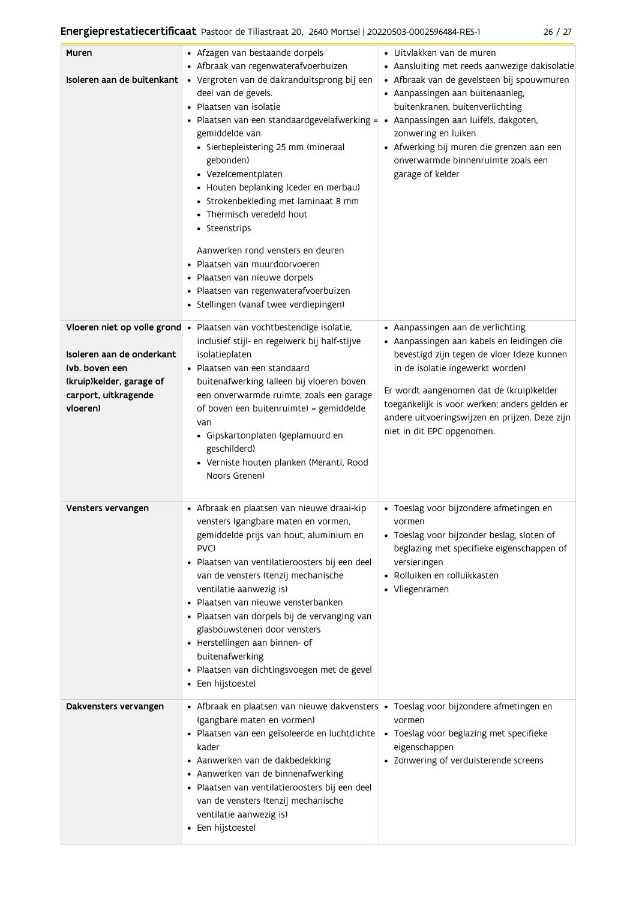| | | |
|---|---|---|
| **Muren**<br><br>**Isoleren aan de buitenkant** | • Afzagen van bestaande dorpels<br>• Afbraak van regenwaterafvoerbuizen<br>• Vergroten van de dakranduitsprong bij een deel van de gevels.<br>• Plaatsen van isolatie<br>• Plaatsen van een standaardgevelafwerking = gemiddelde van<br>  • Sierbepleistering 25 mm (mineraal gebonden)<br>  • Vezelcementplaten<br>  • Houten beplanking (ceder en merbau)<br>  • Strokenbekleding met laminaat 8 mm<br>  • Thermisch veredeld hout<br>  • Steenstrips<br><br>Aanwerken rond vensters en deuren<br>• Plaatsen van muurdoorvoeren<br>• Plaatsen van nieuwe dorpels<br>• Plaatsen van regenwaterafvoerbuizen<br>• Stellingen (vanaf twee verdiepingen) | • Uitvlakken van de muren<br>• Aansluiting met reeds aanwezige dakisolatie<br>• Afbraak van de gevelsteen bij spouwmuren<br>• Aanpassingen aan buitenaanleg, buitenkranen, buitenverlichting<br>• Aanpassingen aan luifels, dakgoten, zonwering en luiken<br>• Afwerking bij muren die grenzen aan een onverwarmde binnenruimte zoals een garage of kelder |
| **Vloeren niet op volle grond**<br><br>**Isoleren aan de onderkant (vb. boven een (kruip)kelder, garage of carport, uitkragende vloeren)** | • Plaatsen van vochtbestendige isolatie, inclusief stijl- en regelwerk bij half-stijve isolatieplaten<br>• Plaatsen van een standaard buitenafwerking (alleen bij vloeren boven een onverwarmde ruimte, zoals een garage of boven een buitenruimte) = gemiddelde van<br>  • Gipskartonplaten (geplamuurd en geschilderd)<br>  • Verniste houten planken (Meranti, Rood Noors Grenen) | • Aanpassingen aan de verlichting<br>• Aanpassingen aan kabels en leidingen die bevestigd zijn tegen de vloer (deze kunnen in de isolatie ingewerkt worden)<br><br>Er wordt aangenomen dat de (kruip)kelder toegankelijk is voor werken; anders gelden er andere uitvoeringswijzen en prijzen. Deze zijn niet in dit EPC opgenomen. |
| **Vensters vervangen** | • Afbraak en plaatsen van nieuwe draai-kip vensters (gangbare maten en vormen, gemiddelde prijs van hout, aluminium en PVC)<br>• Plaatsen van ventilatieroosters bij een deel van de vensters (tenzij mechanische ventilatie aanwezig is)<br>• Plaatsen van nieuwe vensterbanken<br>• Plaatsen van dorpels bij de vervanging van glasbouwstenen door vensters<br>• Herstellingen aan binnen- of buitenafwerking<br>• Plaatsen van dichtingsvoegen met de gevel<br>• Een hijstoestel | • Toeslag voor bijzondere afmetingen en vormen<br>• Toeslag voor bijzonder beslag, sloten of beglazing met specifieke eigenschappen of versieringen<br>• Rolluiken en rolluikkasten<br>• Vliegenramen |
| **Dakvensters vervangen** | • Afbraak en plaatsen van nieuwe dakvensters (gangbare maten en vormen)<br>• Plaatsen van een geïsoleerde en luchtdichte kader<br>• Aanwerken van de dakbedekking<br>• Aanwerken van de binnenafwerking<br>• Plaatsen van ventilatieroosters bij een deel van de vensters (tenzij mechanische ventilatie aanwezig is)<br>• Een hijstoestel | • Toeslag voor bijzondere afmetingen en vormen<br>• Toeslag voor beglazing met specifieke eigenschappen<br>• Zonwering of verduisterende screens |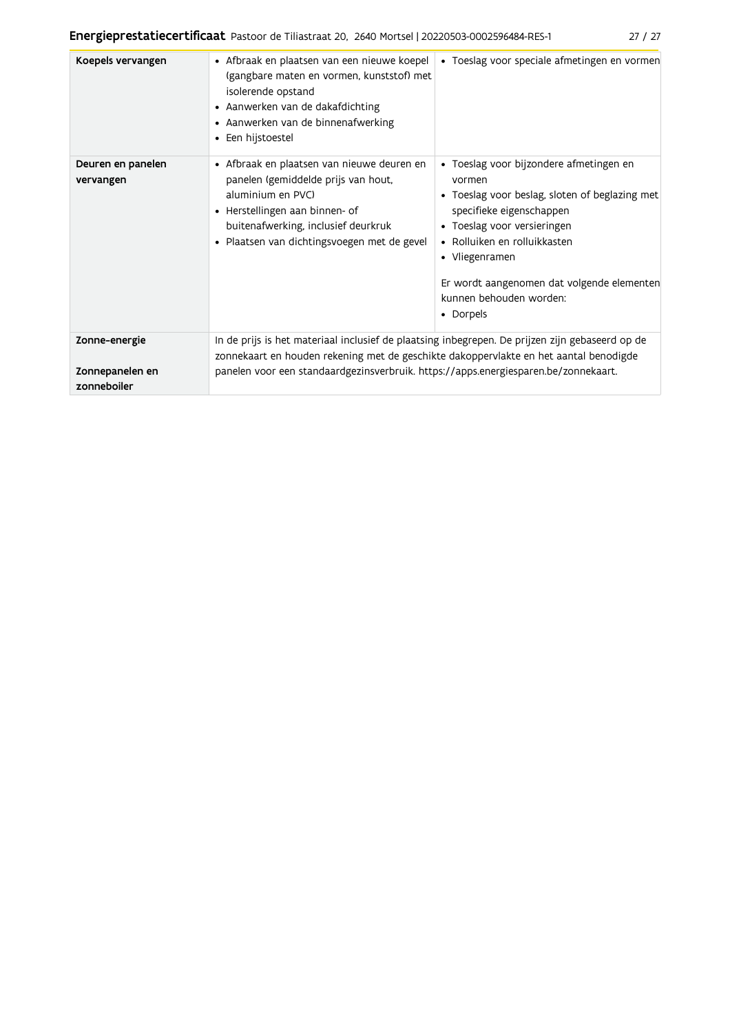| | | |
|---|---|---|
| **Koepels vervangen** | • Afbraak en plaatsen van een nieuwe koepel (gangbare maten en vormen, kunststof) met isolerende opstand<br>• Aanwerken van de dakafdichting<br>• Aanwerken van de binnenafwerking<br>• Een hijstoestel | • Toeslag voor speciale afmetingen en vormen |
| **Deuren en panelen vervangen** | • Afbraak en plaatsen van nieuwe deuren en panelen (gemiddelde prijs van hout, aluminium en PVC)<br>• Herstellingen aan binnen- of buitenafwerking, inclusief deurkruk<br>• Plaatsen van dichtingsvoegen met de gevel | • Toeslag voor bijzondere afmetingen en vormen<br>• Toeslag voor beslag, sloten of beglazing met specifieke eigenschappen<br>• Toeslag voor versieringen<br>• Rolluiken en rolluikkasten<br>• Vliegenramen<br><br>Er wordt aangenomen dat volgende elementen kunnen behouden worden:<br>• Dorpels |
| **Zonne-energie**<br><br>**Zonnepanelen en zonneboiler** | In de prijs is het materiaal inclusief de plaatsing inbegrepen. De prijzen zijn gebaseerd op de zonnekaart en houden rekening met de geschikte dakoppervlakte en het aantal benodigde panelen voor een standaardgezinsverbruik. https://apps.energiesparen.be/zonnekaart. | |